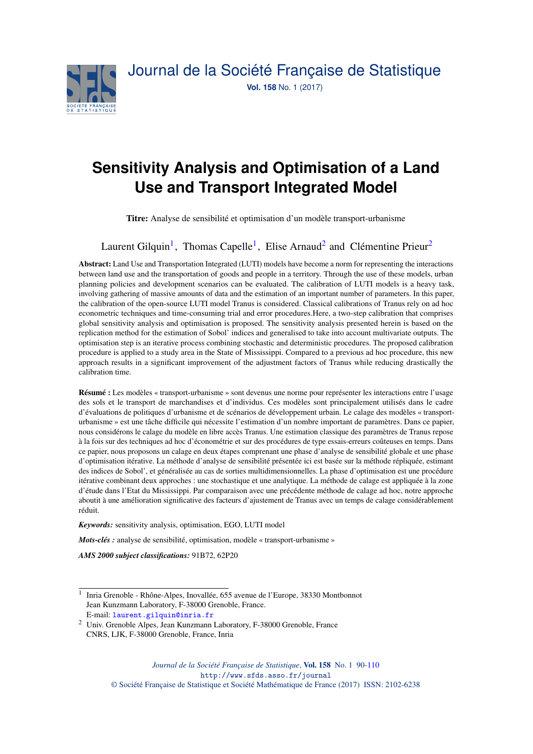# Sensitivity Analysis and Optimisation of a Land Use and Transport Integrated Model

**Titre:** Analyse de sensibilité et optimisation d'un modèle transport-urbanisme

Laurent Gilquin[1], Thomas Capelle[1], Elise Arnaud[2] and Clémentine Prieur[2]

**Abstract:** Land Use and Transportation Integrated (LUTI) models have become a norm for representing the interactions between land use and the transportation of goods and people in a territory. Through the use of these models, urban planning policies and development scenarios can be evaluated. The calibration of LUTI models is a heavy task, involving gathering of massive amounts of data and the estimation of an important number of parameters. In this paper, the calibration of the open-source LUTI model Tranus is considered. Classical calibrations of Tranus rely on ad hoc econometric techniques and time-consuming trial and error procedures.Here, a two-step calibration that comprises global sensitivity analysis and optimisation is proposed. The sensitivity analysis presented herein is based on the replication method for the estimation of Sobol' indices and generalised to take into account multivariate outputs. The optimisation step is an iterative process combining stochastic and deterministic procedures. The proposed calibration procedure is applied to a study area in the State of Mississippi. Compared to a previous ad hoc procedure, this new approach results in a significant improvement of the adjustment factors of Tranus while reducing drastically the calibration time.

**Résumé :** Les modèles « transport-urbanisme » sont devenus une norme pour représenter les interactions entre l'usage des sols et le transport de marchandises et d'individus. Ces modèles sont principalement utilisés dans le cadre d'évaluations de politiques d'urbanisme et de scénarios de développement urbain. Le calage des modèles « transport-urbanisme » est une tâche difficile qui nécessite l'estimation d'un nombre important de paramètres. Dans ce papier, nous considérons le calage du modèle en libre accès Tranus. Une estimation classique des paramètres de Tranus repose à la fois sur des techniques ad hoc d'économétrie et sur des procédures de type essais-erreurs coûteuses en temps. Dans ce papier, nous proposons un calage en deux étapes comprenant une phase d'analyse de sensibilité globale et une phase d'optimisation itérative. La méthode d'analyse de sensibilité présentée ici est basée sur la méthode répliquée, estimant des indices de Sobol', et généralisée au cas de sorties multidimensionnelles. La phase d'optimisation est une procédure itérative combinant deux approches : une stochastique et une analytique. La méthode de calage est appliquée à la zone d'étude dans l'Etat du Mississippi. Par comparaison avec une précédente méthode de calage ad hoc, notre approche aboutit à une amélioration significative des facteurs d'ajustement de Tranus avec un temps de calage considérablement réduit.

***Keywords:*** sensitivity analysis, optimisation, EGO, LUTI model

***Mots-clés :*** analyse de sensibilité, optimisation, modèle « transport-urbanisme »

***AMS 2000 subject classifications:*** 91B72, 62P20

---

[1] Inria Grenoble - Rhône-Alpes, Inovallée, 655 avenue de l'Europe, 38330 Montbonnot
Jean Kunzmann Laboratory, F-38000 Grenoble, France.
E-mail: laurent.gilquin@inria.fr

[2] Univ. Grenoble Alpes, Jean Kunzmann Laboratory, F-38000 Grenoble, France
CNRS, LJK, F-38000 Grenoble, France, Inria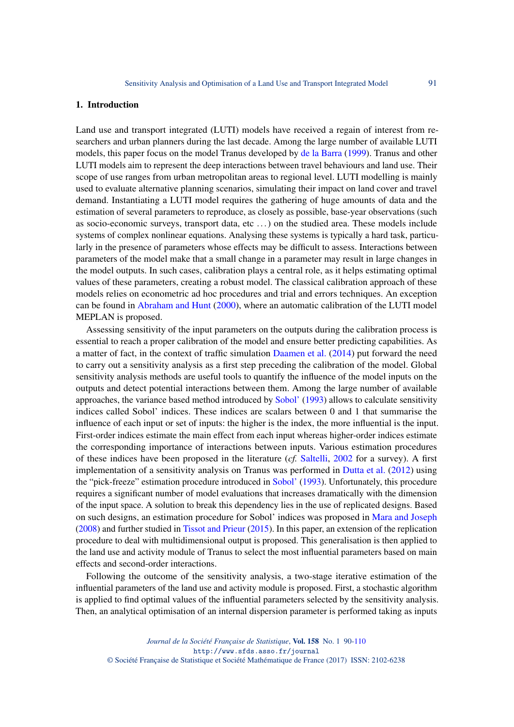## 1. Introduction

Land use and transport integrated (LUTI) models have received a regain of interest from researchers and urban planners during the last decade. Among the large number of available LUTI models, this paper focus on the model Tranus developed by de la Barra (1999). Tranus and other LUTI models aim to represent the deep interactions between travel behaviours and land use. Their scope of use ranges from urban metropolitan areas to regional level. LUTI modelling is mainly used to evaluate alternative planning scenarios, simulating their impact on land cover and travel demand. Instantiating a LUTI model requires the gathering of huge amounts of data and the estimation of several parameters to reproduce, as closely as possible, base-year observations (such as socio-economic surveys, transport data, etc ...) on the studied area. These models include systems of complex nonlinear equations. Analysing these systems is typically a hard task, particularly in the presence of parameters whose effects may be difficult to assess. Interactions between parameters of the model make that a small change in a parameter may result in large changes in the model outputs. In such cases, calibration plays a central role, as it helps estimating optimal values of these parameters, creating a robust model. The classical calibration approach of these models relies on econometric ad hoc procedures and trial and errors techniques. An exception can be found in Abraham and Hunt (2000), where an automatic calibration of the LUTI model MEPLAN is proposed.

Assessing sensitivity of the input parameters on the outputs during the calibration process is essential to reach a proper calibration of the model and ensure better predicting capabilities. As a matter of fact, in the context of traffic simulation Daamen et al. (2014) put forward the need to carry out a sensitivity analysis as a first step preceding the calibration of the model. Global sensitivity analysis methods are useful tools to quantify the influence of the model inputs on the outputs and detect potential interactions between them. Among the large number of available approaches, the variance based method introduced by Sobol' (1993) allows to calculate sensitivity indices called Sobol' indices. These indices are scalars between 0 and 1 that summarise the influence of each input or set of inputs: the higher is the index, the more influential is the input. First-order indices estimate the main effect from each input whereas higher-order indices estimate the corresponding importance of interactions between inputs. Various estimation procedures of these indices have been proposed in the literature (*cf.* Saltelli, 2002 for a survey). A first implementation of a sensitivity analysis on Tranus was performed in Dutta et al. (2012) using the "pick-freeze" estimation procedure introduced in Sobol' (1993). Unfortunately, this procedure requires a significant number of model evaluations that increases dramatically with the dimension of the input space. A solution to break this dependency lies in the use of replicated designs. Based on such designs, an estimation procedure for Sobol' indices was proposed in Mara and Joseph (2008) and further studied in Tissot and Prieur (2015). In this paper, an extension of the replication procedure to deal with multidimensional output is proposed. This generalisation is then applied to the land use and activity module of Tranus to select the most influential parameters based on main effects and second-order interactions.

Following the outcome of the sensitivity analysis, a two-stage iterative estimation of the influential parameters of the land use and activity module is proposed. First, a stochastic algorithm is applied to find optimal values of the influential parameters selected by the sensitivity analysis. Then, an analytical optimisation of an internal dispersion parameter is performed taking as inputs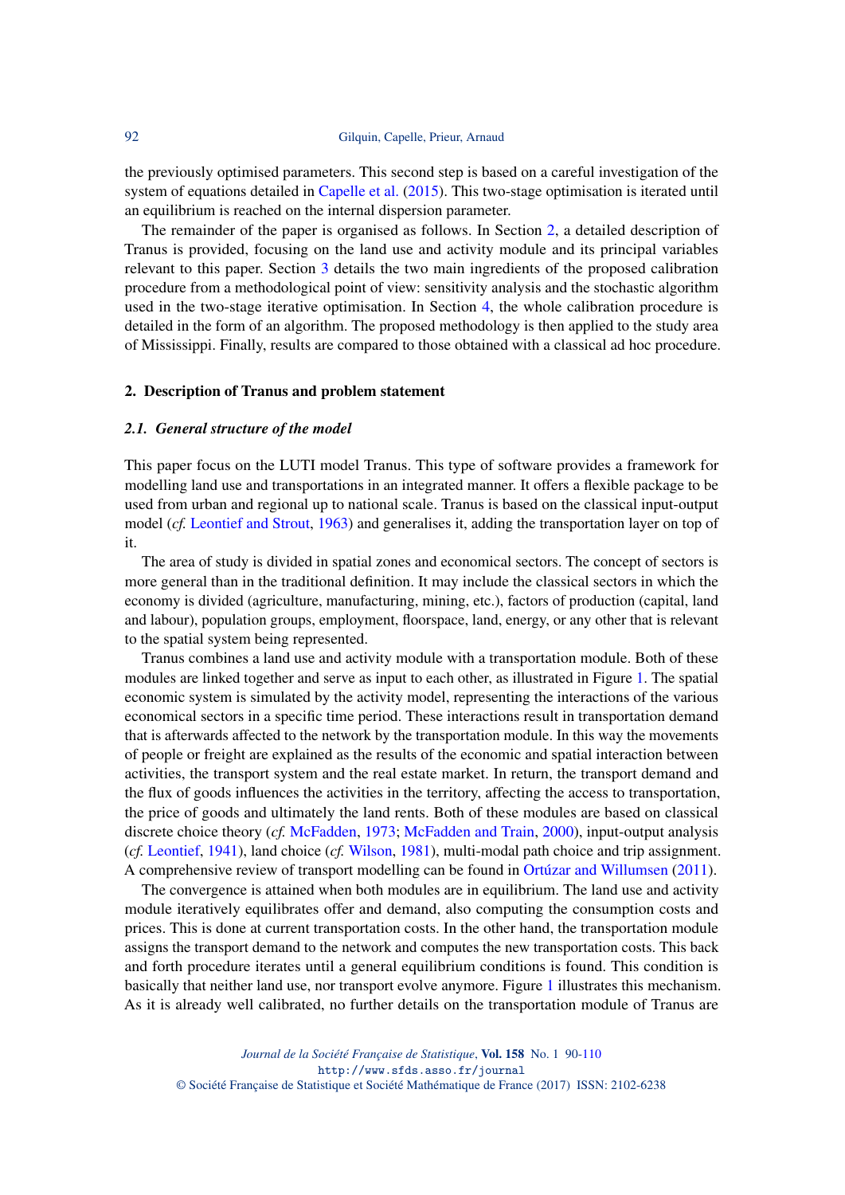the previously optimised parameters. This second step is based on a careful investigation of the system of equations detailed in Capelle et al. (2015). This two-stage optimisation is iterated until an equilibrium is reached on the internal dispersion parameter.

The remainder of the paper is organised as follows. In Section 2, a detailed description of Tranus is provided, focusing on the land use and activity module and its principal variables relevant to this paper. Section 3 details the two main ingredients of the proposed calibration procedure from a methodological point of view: sensitivity analysis and the stochastic algorithm used in the two-stage iterative optimisation. In Section 4, the whole calibration procedure is detailed in the form of an algorithm. The proposed methodology is then applied to the study area of Mississippi. Finally, results are compared to those obtained with a classical ad hoc procedure.

## 2. Description of Tranus and problem statement

### 2.1. General structure of the model

This paper focus on the LUTI model Tranus. This type of software provides a framework for modelling land use and transportations in an integrated manner. It offers a flexible package to be used from urban and regional up to national scale. Tranus is based on the classical input-output model (*cf.* Leontief and Strout, 1963) and generalises it, adding the transportation layer on top of it.

The area of study is divided in spatial zones and economical sectors. The concept of sectors is more general than in the traditional definition. It may include the classical sectors in which the economy is divided (agriculture, manufacturing, mining, etc.), factors of production (capital, land and labour), population groups, employment, floorspace, land, energy, or any other that is relevant to the spatial system being represented.

Tranus combines a land use and activity module with a transportation module. Both of these modules are linked together and serve as input to each other, as illustrated in Figure 1. The spatial economic system is simulated by the activity model, representing the interactions of the various economical sectors in a specific time period. These interactions result in transportation demand that is afterwards affected to the network by the transportation module. In this way the movements of people or freight are explained as the results of the economic and spatial interaction between activities, the transport system and the real estate market. In return, the transport demand and the flux of goods influences the activities in the territory, affecting the access to transportation, the price of goods and ultimately the land rents. Both of these modules are based on classical discrete choice theory (*cf.* McFadden, 1973; McFadden and Train, 2000), input-output analysis (*cf.* Leontief, 1941), land choice (*cf.* Wilson, 1981), multi-modal path choice and trip assignment. A comprehensive review of transport modelling can be found in Ortúzar and Willumsen (2011).

The convergence is attained when both modules are in equilibrium. The land use and activity module iteratively equilibrates offer and demand, also computing the consumption costs and prices. This is done at current transportation costs. In the other hand, the transportation module assigns the transport demand to the network and computes the new transportation costs. This back and forth procedure iterates until a general equilibrium conditions is found. This condition is basically that neither land use, nor transport evolve anymore. Figure 1 illustrates this mechanism. As it is already well calibrated, no further details on the transportation module of Tranus are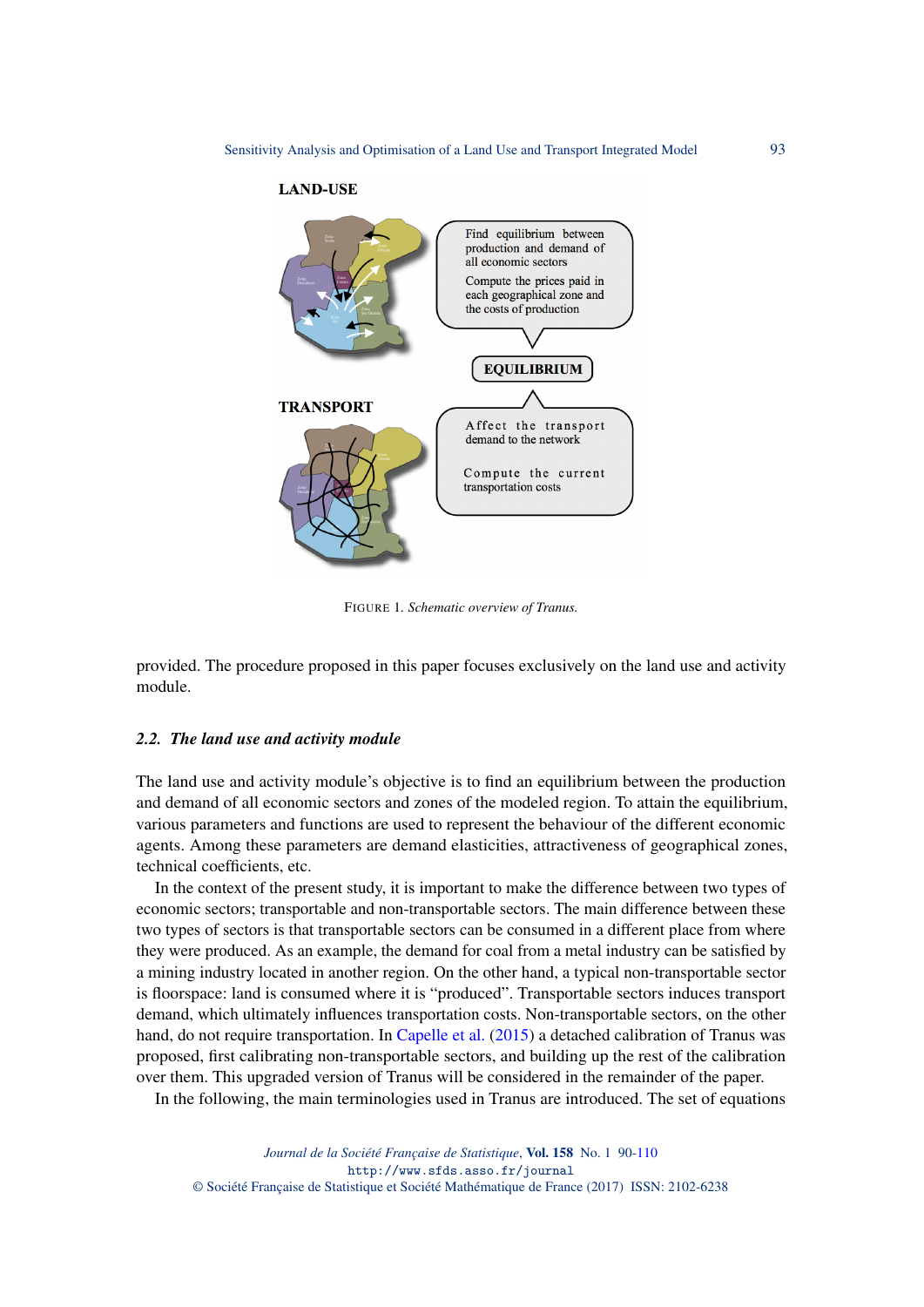LAND-USE

Find equilibrium between production and demand of all economic sectors

Compute the prices paid in each geographical zone and the costs of production

EQUILIBRIUM

TRANSPORT

Affect the transport demand to the network

Compute the current transportation costs

FIGURE 1. *Schematic overview of Tranus.*

provided. The procedure proposed in this paper focuses exclusively on the land use and activity module.

### 2.2. *The land use and activity module*

The land use and activity module's objective is to find an equilibrium between the production and demand of all economic sectors and zones of the modeled region. To attain the equilibrium, various parameters and functions are used to represent the behaviour of the different economic agents. Among these parameters are demand elasticities, attractiveness of geographical zones, technical coefficients, etc.

In the context of the present study, it is important to make the difference between two types of economic sectors; transportable and non-transportable sectors. The main difference between these two types of sectors is that transportable sectors can be consumed in a different place from where they were produced. As an example, the demand for coal from a metal industry can be satisfied by a mining industry located in another region. On the other hand, a typical non-transportable sector is floorspace: land is consumed where it is "produced". Transportable sectors induces transport demand, which ultimately influences transportation costs. Non-transportable sectors, on the other hand, do not require transportation. In Capelle et al. (2015) a detached calibration of Tranus was proposed, first calibrating non-transportable sectors, and building up the rest of the calibration over them. This upgraded version of Tranus will be considered in the remainder of the paper.

In the following, the main terminologies used in Tranus are introduced. The set of equations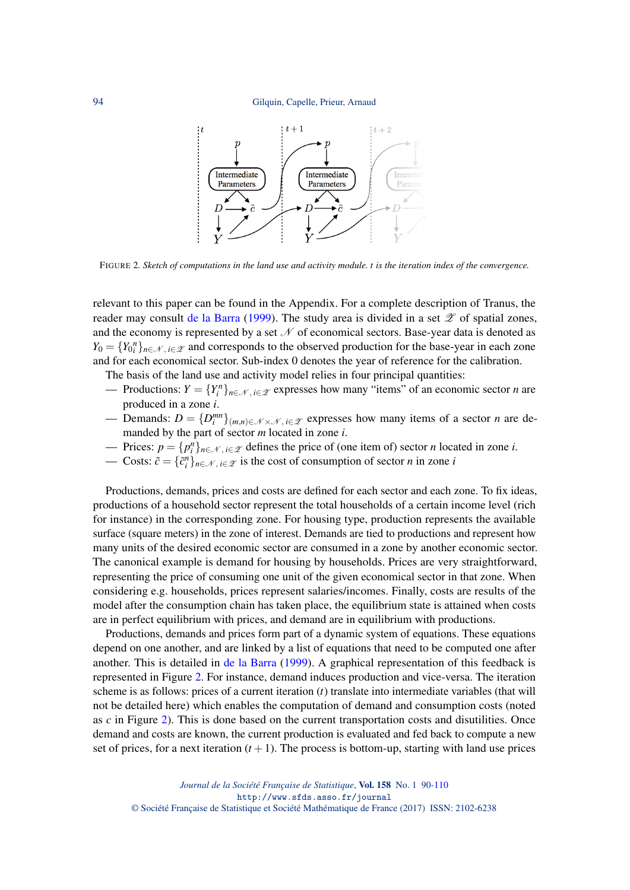FIGURE 2. *Sketch of computations in the land use and activity module. t is the iteration index of the convergence.*

relevant to this paper can be found in the Appendix. For a complete description of Tranus, the reader may consult de la Barra (1999). The study area is divided in a set $\mathscr{Z}$ of spatial zones, and the economy is represented by a set $\mathscr{N}$ of economical sectors. Base-year data is denoted as $Y_0 = \{Y_{0i}^n\}_{n\in\mathscr{N},\, i\in\mathscr{Z}}$ and corresponds to the observed production for the base-year in each zone and for each economical sector. Sub-index 0 denotes the year of reference for the calibration.

The basis of the land use and activity model relies in four principal quantities:

— Productions: $Y = \{Y_i^n\}_{n\in\mathscr{N},\, i\in\mathscr{Z}}$ expresses how many "items" of an economic sector $n$ are produced in a zone $i$.

— Demands: $D = \{D_i^{mn}\}_{(m,n)\in\mathscr{N}\times\mathscr{N},\, i\in\mathscr{Z}}$ expresses how many items of a sector $n$ are demanded by the part of sector $m$ located in zone $i$.

— Prices: $p = \{p_i^n\}_{n\in\mathscr{N},\, i\in\mathscr{Z}}$ defines the price of (one item of) sector $n$ located in zone $i$.

— Costs: $\tilde{c} = \{\tilde{c}_i^n\}_{n\in\mathscr{N},\, i\in\mathscr{Z}}$ is the cost of consumption of sector $n$ in zone $i$

Productions, demands, prices and costs are defined for each sector and each zone. To fix ideas, productions of a household sector represent the total households of a certain income level (rich for instance) in the corresponding zone. For housing type, production represents the available surface (square meters) in the zone of interest. Demands are tied to productions and represent how many units of the desired economic sector are consumed in a zone by another economic sector. The canonical example is demand for housing by households. Prices are very straightforward, representing the price of consuming one unit of the given economical sector in that zone. When considering e.g. households, prices represent salaries/incomes. Finally, costs are results of the model after the consumption chain has taken place, the equilibrium state is attained when costs are in perfect equilibrium with prices, and demand are in equilibrium with productions.

Productions, demands and prices form part of a dynamic system of equations. These equations depend on one another, and are linked by a list of equations that need to be computed one after another. This is detailed in de la Barra (1999). A graphical representation of this feedback is represented in Figure 2. For instance, demand induces production and vice-versa. The iteration scheme is as follows: prices of a current iteration ($t$) translate into intermediate variables (that will not be detailed here) which enables the computation of demand and consumption costs (noted as $c$ in Figure 2). This is done based on the current transportation costs and disutilities. Once demand and costs are known, the current production is evaluated and fed back to compute a new set of prices, for a next iteration ($t+1$). The process is bottom-up, starting with land use prices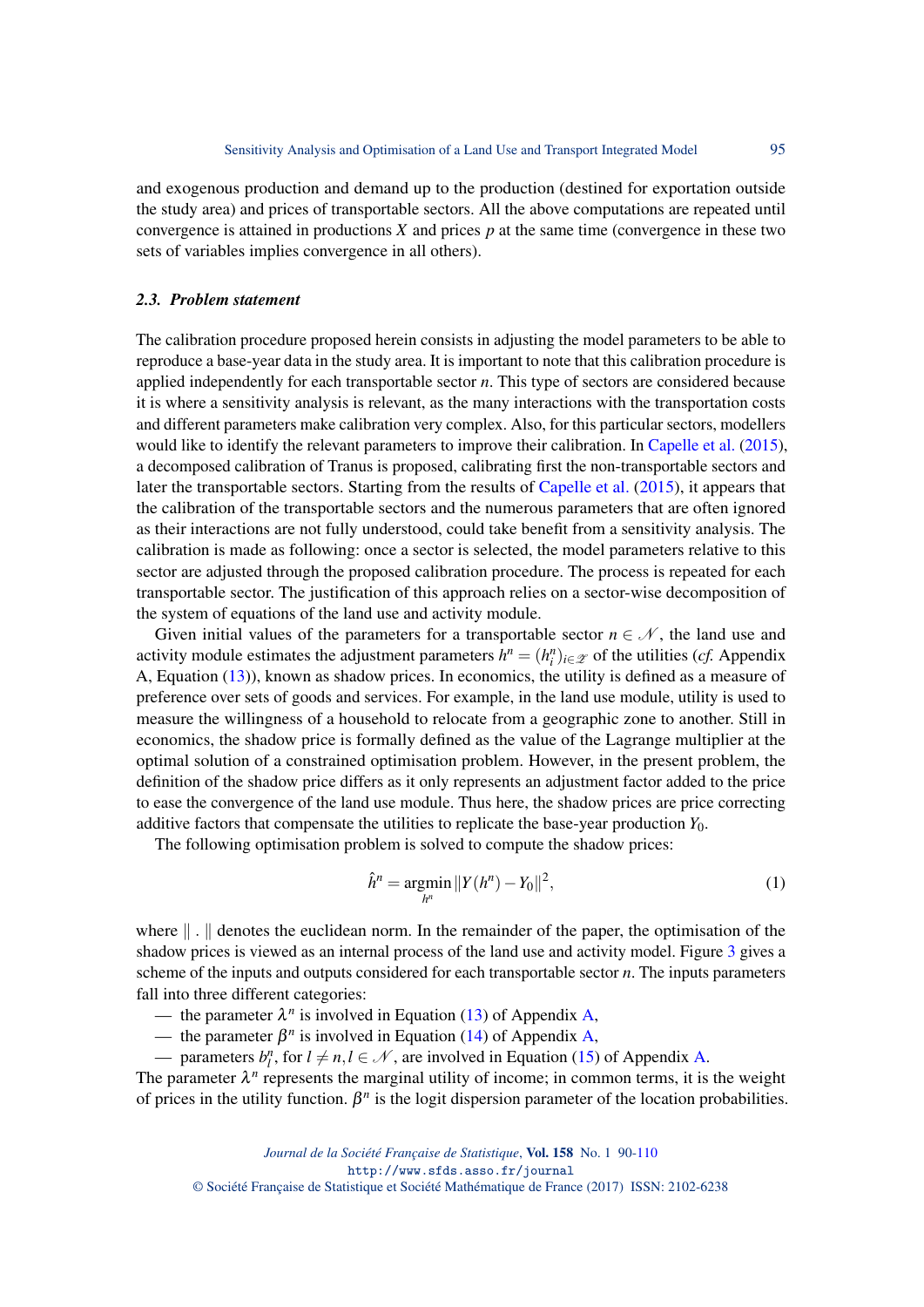and exogenous production and demand up to the production (destined for exportation outside the study area) and prices of transportable sectors. All the above computations are repeated until convergence is attained in productions $X$ and prices $p$ at the same time (convergence in these two sets of variables implies convergence in all others).

### *2.3. Problem statement*

The calibration procedure proposed herein consists in adjusting the model parameters to be able to reproduce a base-year data in the study area. It is important to note that this calibration procedure is applied independently for each transportable sector $n$. This type of sectors are considered because it is where a sensitivity analysis is relevant, as the many interactions with the transportation costs and different parameters make calibration very complex. Also, for this particular sectors, modellers would like to identify the relevant parameters to improve their calibration. In Capelle et al. (2015), a decomposed calibration of Tranus is proposed, calibrating first the non-transportable sectors and later the transportable sectors. Starting from the results of Capelle et al. (2015), it appears that the calibration of the transportable sectors and the numerous parameters that are often ignored as their interactions are not fully understood, could take benefit from a sensitivity analysis. The calibration is made as following: once a sector is selected, the model parameters relative to this sector are adjusted through the proposed calibration procedure. The process is repeated for each transportable sector. The justification of this approach relies on a sector-wise decomposition of the system of equations of the land use and activity module.

Given initial values of the parameters for a transportable sector $n \in \mathscr{N}$, the land use and activity module estimates the adjustment parameters $h^n = (h_i^n)_{i \in \mathscr{Z}}$ of the utilities (*cf.* Appendix A, Equation (13)), known as shadow prices. In economics, the utility is defined as a measure of preference over sets of goods and services. For example, in the land use module, utility is used to measure the willingness of a household to relocate from a geographic zone to another. Still in economics, the shadow price is formally defined as the value of the Lagrange multiplier at the optimal solution of a constrained optimisation problem. However, in the present problem, the definition of the shadow price differs as it only represents an adjustment factor added to the price to ease the convergence of the land use module. Thus here, the shadow prices are price correcting additive factors that compensate the utilities to replicate the base-year production $Y_0$.

The following optimisation problem is solved to compute the shadow prices:

$$\hat{h}^n = \underset{h^n}{\operatorname{argmin}} \|Y(h^n) - Y_0\|^2, \tag{1}$$

where $\| \, . \, \|$ denotes the euclidean norm. In the remainder of the paper, the optimisation of the shadow prices is viewed as an internal process of the land use and activity model. Figure 3 gives a scheme of the inputs and outputs considered for each transportable sector $n$. The inputs parameters fall into three different categories:

- the parameter $\lambda^n$ is involved in Equation (13) of Appendix A,
- the parameter $\beta^n$ is involved in Equation (14) of Appendix A,
- parameters $b_l^n$, for $l \neq n, l \in \mathscr{N}$, are involved in Equation (15) of Appendix A.

The parameter $\lambda^n$ represents the marginal utility of income; in common terms, it is the weight of prices in the utility function. $\beta^n$ is the logit dispersion parameter of the location probabilities.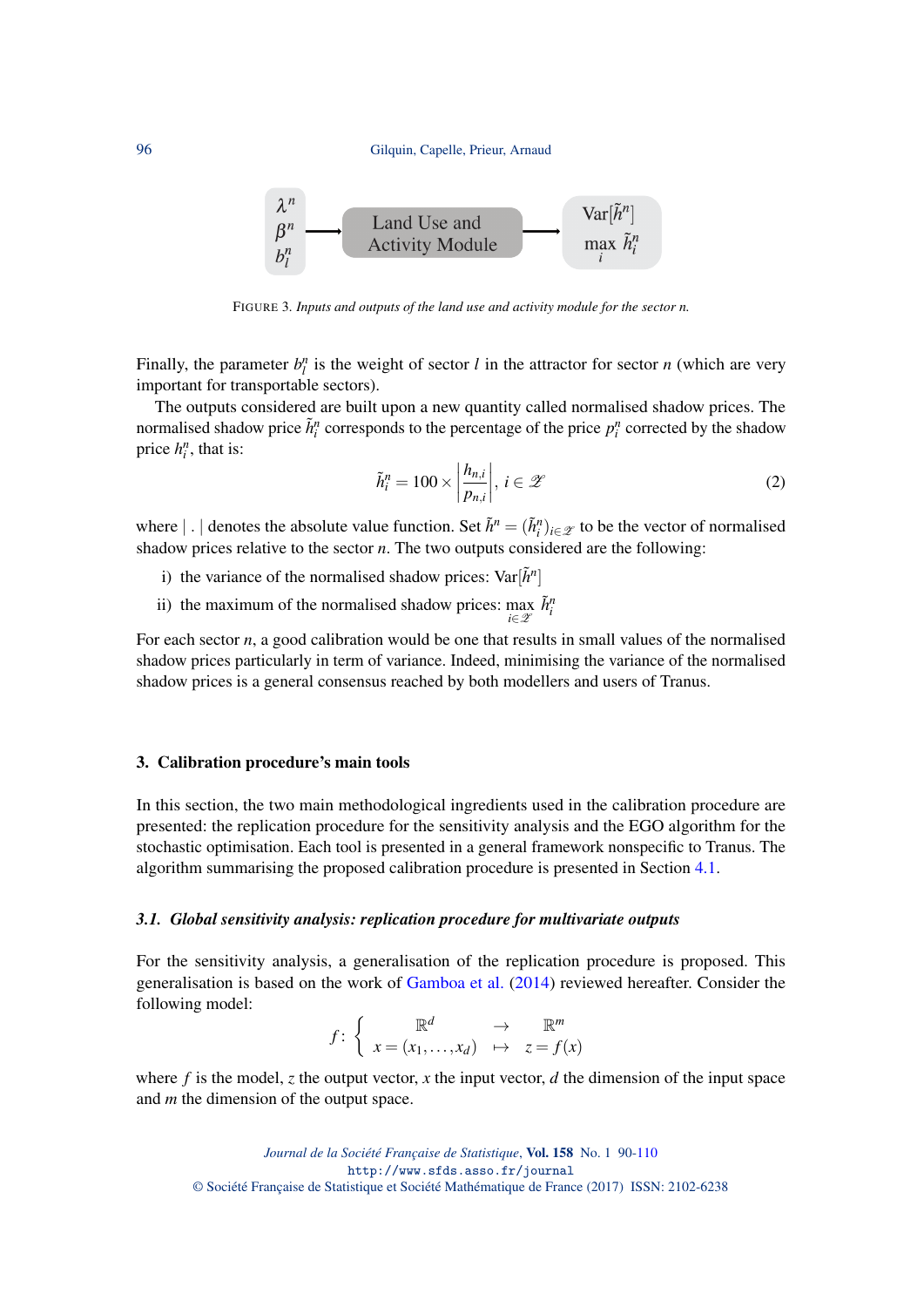FIGURE 3. *Inputs and outputs of the land use and activity module for the sector n.*

Finally, the parameter $b_l^n$ is the weight of sector $l$ in the attractor for sector $n$ (which are very important for transportable sectors).

The outputs considered are built upon a new quantity called normalised shadow prices. The normalised shadow price $\tilde{h}_i^n$ corresponds to the percentage of the price $p_i^n$ corrected by the shadow price $h_i^n$, that is:

$$\tilde{h}_i^n = 100 \times \left| \frac{h_{n,i}}{p_{n,i}} \right|, \; i \in \mathscr{Z} \tag{2}$$

where $|\,.\,|$ denotes the absolute value function. Set $\tilde{h}^n = (\tilde{h}_i^n)_{i \in \mathscr{Z}}$ to be the vector of normalised shadow prices relative to the sector $n$. The two outputs considered are the following:

i) the variance of the normalised shadow prices: $\mathrm{Var}[\tilde{h}^n]$

ii) the maximum of the normalised shadow prices: $\max\limits_{i \in \mathscr{Z}} \tilde{h}_i^n$

For each sector $n$, a good calibration would be one that results in small values of the normalised shadow prices particularly in term of variance. Indeed, minimising the variance of the normalised shadow prices is a general consensus reached by both modellers and users of Tranus.

## 3. Calibration procedure's main tools

In this section, the two main methodological ingredients used in the calibration procedure are presented: the replication procedure for the sensitivity analysis and the EGO algorithm for the stochastic optimisation. Each tool is presented in a general framework nonspecific to Tranus. The algorithm summarising the proposed calibration procedure is presented in Section 4.1.

### *3.1. Global sensitivity analysis: replication procedure for multivariate outputs*

For the sensitivity analysis, a generalisation of the replication procedure is proposed. This generalisation is based on the work of Gamboa et al. (2014) reviewed hereafter. Consider the following model:

$$f : \left\{ \begin{array}{ccc} \mathbb{R}^d & \rightarrow & \mathbb{R}^m \\ x = (x_1, \ldots, x_d) & \mapsto & z = f(x) \end{array} \right.$$

where $f$ is the model, $z$ the output vector, $x$ the input vector, $d$ the dimension of the input space and $m$ the dimension of the output space.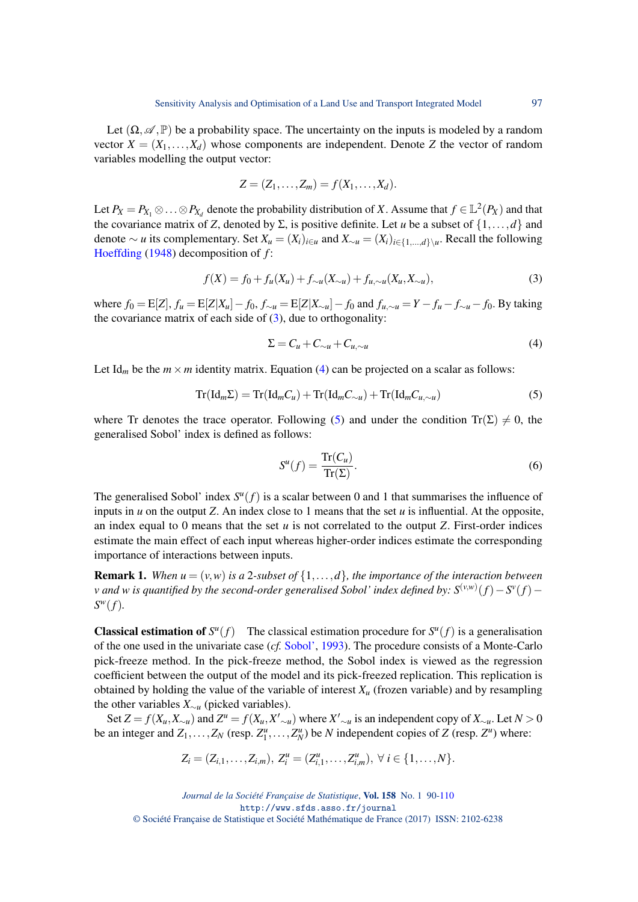Let $(\Omega, \mathscr{A}, \mathbb{P})$ be a probability space. The uncertainty on the inputs is modeled by a random vector $X = (X_1, \ldots, X_d)$ whose components are independent. Denote $Z$ the vector of random variables modelling the output vector:

$$Z = (Z_1, \ldots, Z_m) = f(X_1, \ldots, X_d).$$

Let $P_X = P_{X_1} \otimes \ldots \otimes P_{X_d}$ denote the probability distribution of $X$. Assume that $f \in \mathbb{L}^2(P_X)$ and that the covariance matrix of $Z$, denoted by $\Sigma$, is positive definite. Let $u$ be a subset of $\{1, \ldots, d\}$ and denote $\sim u$ its complementary. Set $X_u = (X_i)_{i \in u}$ and $X_{\sim u} = (X_i)_{i \in \{1,\ldots,d\} \setminus u}$. Recall the following Hoeffding (1948) decomposition of $f$:

$$f(X) = f_0 + f_u(X_u) + f_{\sim u}(X_{\sim u}) + f_{u,\sim u}(X_u, X_{\sim u}), \tag{3}$$

where $f_0 = \mathrm{E}[Z]$, $f_u = \mathrm{E}[Z|X_u] - f_0$, $f_{\sim u} = \mathrm{E}[Z|X_{\sim u}] - f_0$ and $f_{u,\sim u} = Y - f_u - f_{\sim u} - f_0$. By taking the covariance matrix of each side of (3), due to orthogonality:

$$\Sigma = C_u + C_{\sim u} + C_{u,\sim u} \tag{4}$$

Let $\mathrm{Id}_m$ be the $m \times m$ identity matrix. Equation (4) can be projected on a scalar as follows:

$$\mathrm{Tr}(\mathrm{Id}_m \Sigma) = \mathrm{Tr}(\mathrm{Id}_m C_u) + \mathrm{Tr}(\mathrm{Id}_m C_{\sim u}) + \mathrm{Tr}(\mathrm{Id}_m C_{u,\sim u}) \tag{5}$$

where Tr denotes the trace operator. Following (5) and under the condition $\mathrm{Tr}(\Sigma) \neq 0$, the generalised Sobol' index is defined as follows:

$$S^u(f) = \frac{\mathrm{Tr}(C_u)}{\mathrm{Tr}(\Sigma)}. \tag{6}$$

The generalised Sobol' index $S^u(f)$ is a scalar between 0 and 1 that summarises the influence of inputs in $u$ on the output $Z$. An index close to 1 means that the set $u$ is influential. At the opposite, an index equal to 0 means that the set $u$ is not correlated to the output $Z$. First-order indices estimate the main effect of each input whereas higher-order indices estimate the corresponding importance of interactions between inputs.

**Remark 1.** *When $u = (v, w)$ is a 2-subset of $\{1, \ldots, d\}$, the importance of the interaction between $v$ and $w$ is quantified by the second-order generalised Sobol' index defined by: $S^{(v,w)}(f) - S^v(f) - S^w(f)$.*

**Classical estimation of $S^u(f)$** The classical estimation procedure for $S^u(f)$ is a generalisation of the one used in the univariate case (*cf.* Sobol', 1993). The procedure consists of a Monte-Carlo pick-freeze method. In the pick-freeze method, the Sobol index is viewed as the regression coefficient between the output of the model and its pick-freezed replication. This replication is obtained by holding the value of the variable of interest $X_u$ (frozen variable) and by resampling the other variables $X_{\sim u}$ (picked variables).

Set $Z = f(X_u, X_{\sim u})$ and $Z^u = f(X_u, X'_{\sim u})$ where $X'_{\sim u}$ is an independent copy of $X_{\sim u}$. Let $N > 0$ be an integer and $Z_1, \ldots, Z_N$ (resp. $Z_1^u, \ldots, Z_N^u$) be $N$ independent copies of $Z$ (resp. $Z^u$) where:

$$Z_i = (Z_{i,1}, \ldots, Z_{i,m}),\; Z_i^u = (Z_{i,1}^u, \ldots, Z_{i,m}^u),\; \forall\, i \in \{1, \ldots, N\}.$$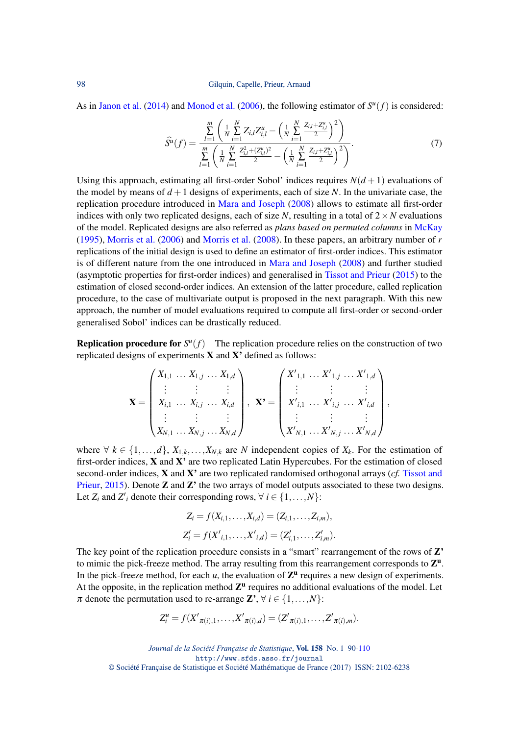As in Janon et al. (2014) and Monod et al. (2006), the following estimator of $S^u(f)$ is considered:

$$\widehat{S^u}(f) = \frac{\sum_{l=1}^{m}\left(\frac{1}{N}\sum_{i=1}^{N} Z_{i,l}Z^u_{i,l} - \left(\frac{1}{N}\sum_{i=1}^{N}\frac{Z_{i,l}+Z^u_{i,l}}{2}\right)^2\right)}{\sum_{l=1}^{m}\left(\frac{1}{N}\sum_{i=1}^{N}\frac{Z^2_{i,l}+(Z^u_{i,l})^2}{2} - \left(\frac{1}{N}\sum_{i=1}^{N}\frac{Z_{i,l}+Z^u_{i,l}}{2}\right)^2\right)}. \tag{7}$$

Using this approach, estimating all first-order Sobol' indices requires $N(d+1)$ evaluations of the model by means of $d+1$ designs of experiments, each of size $N$. In the univariate case, the replication procedure introduced in Mara and Joseph (2008) allows to estimate all first-order indices with only two replicated designs, each of size $N$, resulting in a total of $2\times N$ evaluations of the model. Replicated designs are also referred as *plans based on permuted columns* in McKay (1995), Morris et al. (2006) and Morris et al. (2008). In these papers, an arbitrary number of $r$ replications of the initial design is used to define an estimator of first-order indices. This estimator is of different nature from the one introduced in Mara and Joseph (2008) and further studied (asymptotic properties for first-order indices) and generalised in Tissot and Prieur (2015) to the estimation of closed second-order indices. An extension of the latter procedure, called replication procedure, to the case of multivariate output is proposed in the next paragraph. With this new approach, the number of model evaluations required to compute all first-order or second-order generalised Sobol' indices can be drastically reduced.

**Replication procedure for $S^u(f)$** The replication procedure relies on the construction of two replicated designs of experiments **X** and **X'** defined as follows:

$$\mathbf{X} = \begin{pmatrix} X_{1,1} & \ldots & X_{1,j} & \ldots & X_{1,d} \\ \vdots & & \vdots & & \vdots \\ X_{i,1} & \ldots & X_{i,j} & \ldots & X_{i,d} \\ \vdots & & \vdots & & \vdots \\ X_{N,1} & \ldots & X_{N,j} & \ldots & X_{N,d} \end{pmatrix}, \quad \mathbf{X'} = \begin{pmatrix} X'_{1,1} & \ldots & X'_{1,j} & \ldots & X'_{1,d} \\ \vdots & & \vdots & & \vdots \\ X'_{i,1} & \ldots & X'_{i,j} & \ldots & X'_{i,d} \\ \vdots & & \vdots & & \vdots \\ X'_{N,1} & \ldots & X'_{N,j} & \ldots & X'_{N,d} \end{pmatrix},$$

where $\forall\, k \in \{1,\ldots,d\}$, $X_{1,k},\ldots,X_{N,k}$ are $N$ independent copies of $X_k$. For the estimation of first-order indices, **X** and **X'** are two replicated Latin Hypercubes. For the estimation of closed second-order indices, **X** and **X'** are two replicated randomised orthogonal arrays (*cf.* Tissot and Prieur, 2015). Denote **Z** and **Z'** the two arrays of model outputs associated to these two designs. Let $Z_i$ and $Z'_i$ denote their corresponding rows, $\forall\, i \in \{1,\ldots,N\}$:

$$Z_i = f(X_{i,1},\ldots,X_{i,d}) = (Z_{i,1},\ldots,Z_{i,m}),$$
$$Z'_i = f(X'_{i,1},\ldots,X'_{i,d}) = (Z'_{i,1},\ldots,Z'_{i,m}).$$

The key point of the replication procedure consists in a "smart" rearrangement of the rows of **Z'** to mimic the pick-freeze method. The array resulting from this rearrangement corresponds to $\mathbf{Z^u}$. In the pick-freeze method, for each $u$, the evaluation of $\mathbf{Z^u}$ requires a new design of experiments. At the opposite, in the replication method $\mathbf{Z^u}$ requires no additional evaluations of the model. Let $\pi$ denote the permutation used to re-arrange **Z'**, $\forall\, i \in \{1,\ldots,N\}$:

$$Z^u_i = f(X'_{\pi(i),1},\ldots,X'_{\pi(i),d}) = (Z'_{\pi(i),1},\ldots,Z'_{\pi(i),m}).$$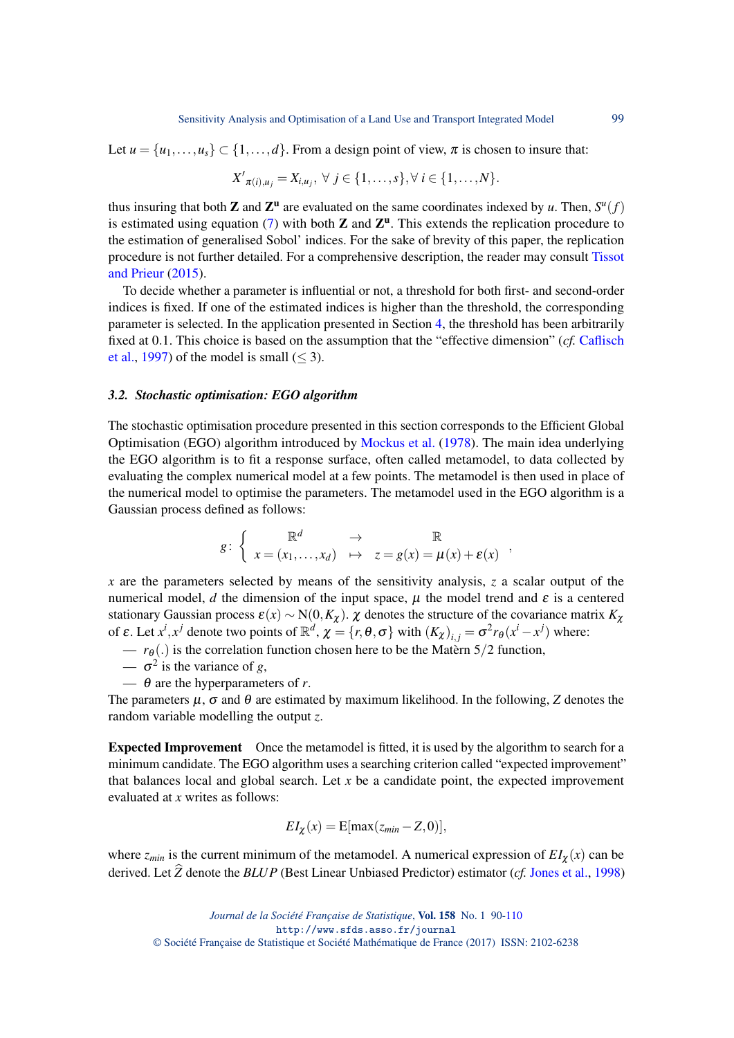Let $u = \{u_1, \ldots, u_s\} \subset \{1, \ldots, d\}$. From a design point of view, $\pi$ is chosen to insure that:

$$X'_{\pi(i),u_j} = X_{i,u_j},\ \forall\, j \in \{1, \ldots, s\}, \forall\, i \in \{1, \ldots, N\}.$$

thus insuring that both $\mathbf{Z}$ and $\mathbf{Z^u}$ are evaluated on the same coordinates indexed by $u$. Then, $S^u(f)$ is estimated using equation (7) with both $\mathbf{Z}$ and $\mathbf{Z^u}$. This extends the replication procedure to the estimation of generalised Sobol' indices. For the sake of brevity of this paper, the replication procedure is not further detailed. For a comprehensive description, the reader may consult Tissot and Prieur (2015).

To decide whether a parameter is influential or not, a threshold for both first- and second-order indices is fixed. If one of the estimated indices is higher than the threshold, the corresponding parameter is selected. In the application presented in Section 4, the threshold has been arbitrarily fixed at 0.1. This choice is based on the assumption that the "effective dimension" (*cf.* Caflisch et al., 1997) of the model is small ($\leq 3$).

### 3.2. Stochastic optimisation: EGO algorithm

The stochastic optimisation procedure presented in this section corresponds to the Efficient Global Optimisation (EGO) algorithm introduced by Mockus et al. (1978). The main idea underlying the EGO algorithm is to fit a response surface, often called metamodel, to data collected by evaluating the complex numerical model at a few points. The metamodel is then used in place of the numerical model to optimise the parameters. The metamodel used in the EGO algorithm is a Gaussian process defined as follows:

$$g : \left\{ \begin{array}{ccc} \mathbb{R}^d & \rightarrow & \mathbb{R} \\ x = (x_1, \ldots, x_d) & \mapsto & z = g(x) = \mu(x) + \varepsilon(x) \end{array} \right. ,$$

$x$ are the parameters selected by means of the sensitivity analysis, $z$ a scalar output of the numerical model, $d$ the dimension of the input space, $\mu$ the model trend and $\varepsilon$ is a centered stationary Gaussian process $\varepsilon(x) \sim \mathrm{N}(0, K_\chi)$. $\chi$ denotes the structure of the covariance matrix $K_\chi$ of $\varepsilon$. Let $x^i, x^j$ denote two points of $\mathbb{R}^d$, $\chi = \{r, \theta, \sigma\}$ with $(K_\chi)_{i,j} = \sigma^2 r_\theta(x^i - x^j)$ where:

- $r_\theta(.)$ is the correlation function chosen here to be the Matèrn $5/2$ function,
- $\sigma^2$ is the variance of $g$,
- $\theta$ are the hyperparameters of $r$.

The parameters $\mu$, $\sigma$ and $\theta$ are estimated by maximum likelihood. In the following, $Z$ denotes the random variable modelling the output $z$.

**Expected Improvement** Once the metamodel is fitted, it is used by the algorithm to search for a minimum candidate. The EGO algorithm uses a searching criterion called "expected improvement" that balances local and global search. Let $x$ be a candidate point, the expected improvement evaluated at $x$ writes as follows:

$$EI_\chi(x) = \mathrm{E}[\max(z_{min} - Z, 0)],$$

where $z_{min}$ is the current minimum of the metamodel. A numerical expression of $EI_\chi(x)$ can be derived. Let $\widehat{Z}$ denote the *BLUP* (Best Linear Unbiased Predictor) estimator (*cf.* Jones et al., 1998)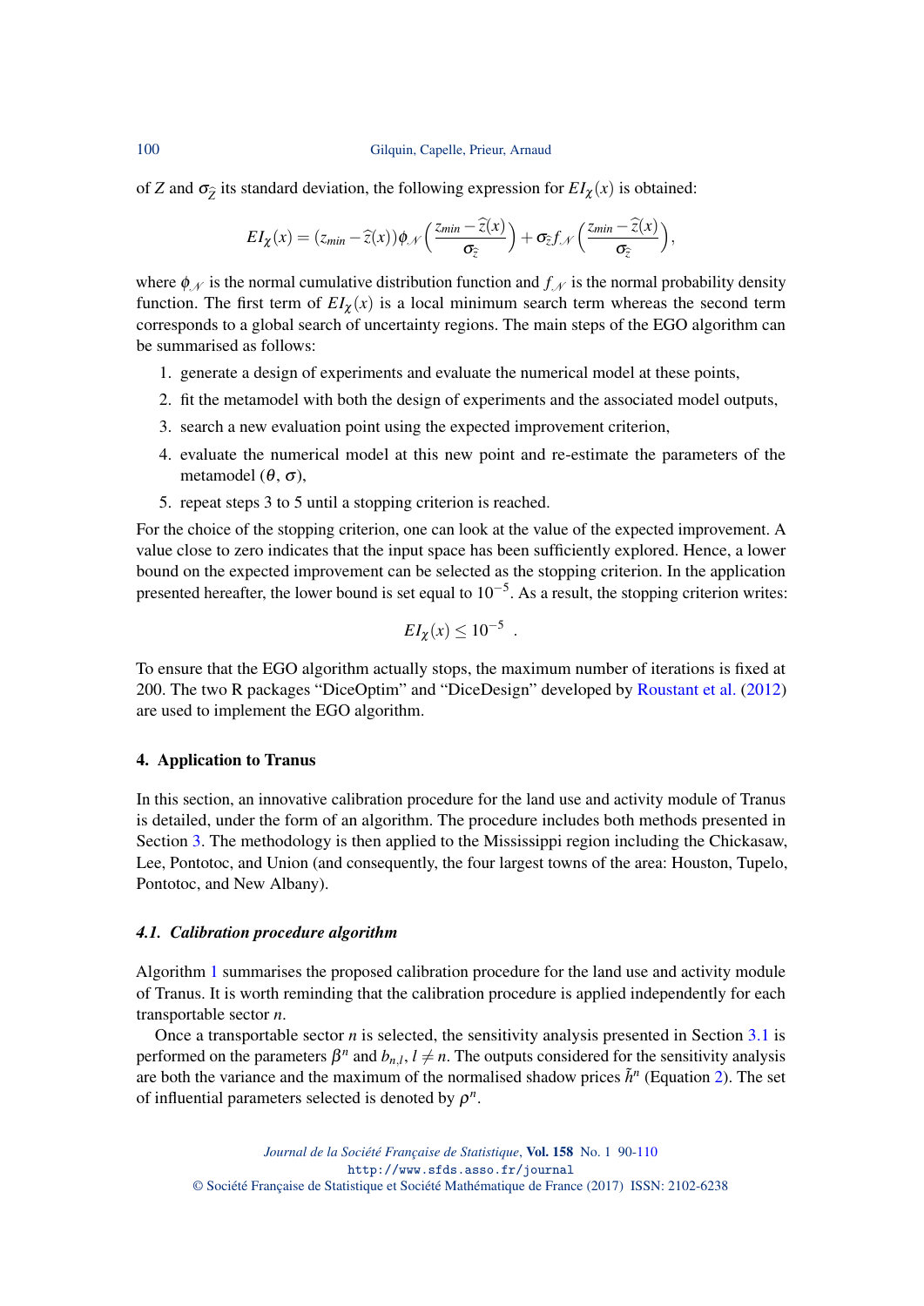of $Z$ and $\sigma_{\widehat{Z}}$ its standard deviation, the following expression for $EI_{\chi}(x)$ is obtained:

$$EI_{\chi}(x) = (z_{min} - \widehat{z}(x))\phi_{\mathcal{N}}\left(\frac{z_{min} - \widehat{z}(x)}{\sigma_{\widehat{z}}}\right) + \sigma_{\widehat{z}} f_{\mathcal{N}}\left(\frac{z_{min} - \widehat{z}(x)}{\sigma_{\widehat{z}}}\right),$$

where $\phi_{\mathcal{N}}$ is the normal cumulative distribution function and $f_{\mathcal{N}}$ is the normal probability density function. The first term of $EI_{\chi}(x)$ is a local minimum search term whereas the second term corresponds to a global search of uncertainty regions. The main steps of the EGO algorithm can be summarised as follows:

1. generate a design of experiments and evaluate the numerical model at these points,
2. fit the metamodel with both the design of experiments and the associated model outputs,
3. search a new evaluation point using the expected improvement criterion,
4. evaluate the numerical model at this new point and re-estimate the parameters of the metamodel ($\theta$, $\sigma$),
5. repeat steps 3 to 5 until a stopping criterion is reached.

For the choice of the stopping criterion, one can look at the value of the expected improvement. A value close to zero indicates that the input space has been sufficiently explored. Hence, a lower bound on the expected improvement can be selected as the stopping criterion. In the application presented hereafter, the lower bound is set equal to $10^{-5}$. As a result, the stopping criterion writes:

$$EI_{\chi}(x) \leq 10^{-5} \ .$$

To ensure that the EGO algorithm actually stops, the maximum number of iterations is fixed at 200. The two R packages "DiceOptim" and "DiceDesign" developed by Roustant et al. (2012) are used to implement the EGO algorithm.

## 4. Application to Tranus

In this section, an innovative calibration procedure for the land use and activity module of Tranus is detailed, under the form of an algorithm. The procedure includes both methods presented in Section 3. The methodology is then applied to the Mississippi region including the Chickasaw, Lee, Pontotoc, and Union (and consequently, the four largest towns of the area: Houston, Tupelo, Pontotoc, and New Albany).

### *4.1. Calibration procedure algorithm*

Algorithm 1 summarises the proposed calibration procedure for the land use and activity module of Tranus. It is worth reminding that the calibration procedure is applied independently for each transportable sector $n$.

Once a transportable sector $n$ is selected, the sensitivity analysis presented in Section 3.1 is performed on the parameters $\beta^n$ and $b_{n,l}$, $l \neq n$. The outputs considered for the sensitivity analysis are both the variance and the maximum of the normalised shadow prices $\tilde{h}^n$ (Equation 2). The set of influential parameters selected is denoted by $\rho^n$.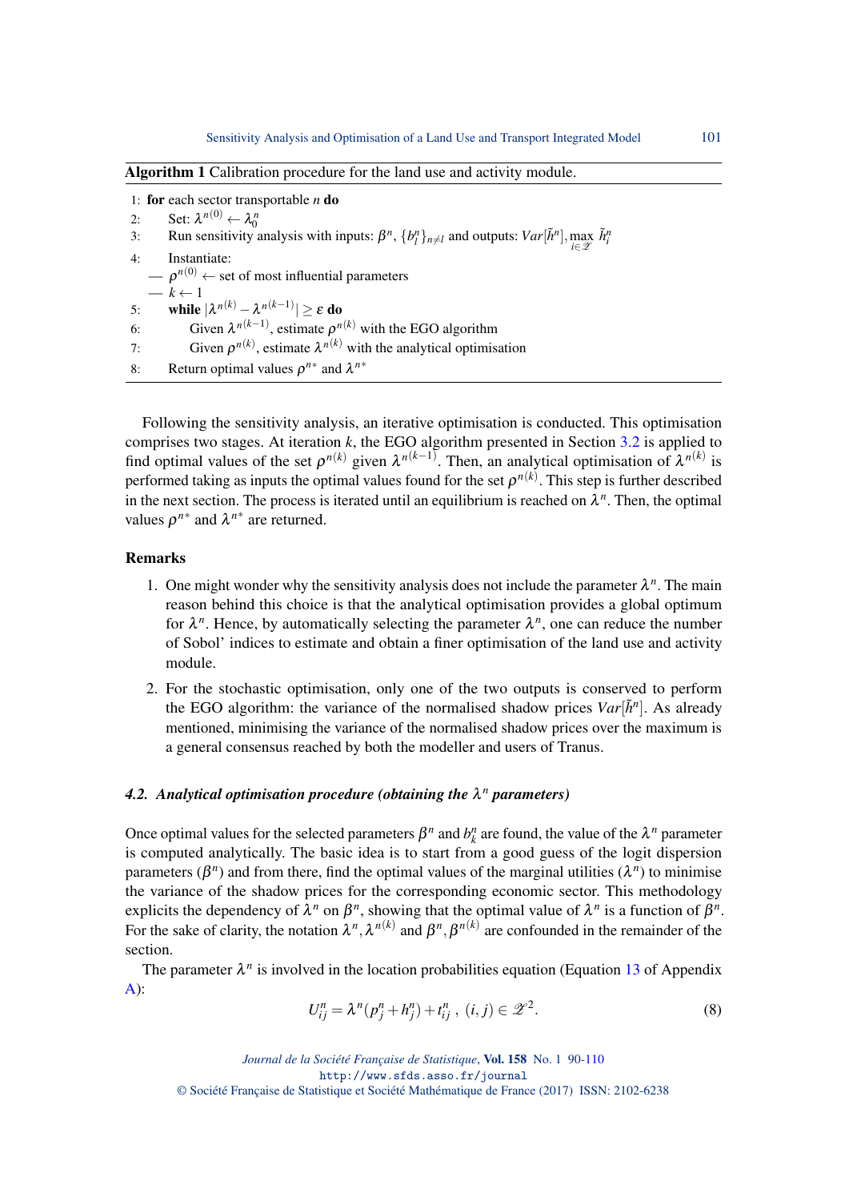**Algorithm 1** Calibration procedure for the land use and activity module.

```
1: for each sector transportable n do
2:     Set: λ^{n(0)} ← λ_0^n
3:     Run sensitivity analysis with inputs: β^n, {b_l^n}_{n≠l} and outputs: Var[h̃^n], max_{i∈Z} h̃_i^n
4:     Instantiate:
   — ρ^{n(0)} ← set of most influential parameters
   — k ← 1
5:     while |λ^{n(k)} − λ^{n(k−1)}| ≥ ε do
6:         Given λ^{n(k−1)}, estimate ρ^{n(k)} with the EGO algorithm
7:         Given ρ^{n(k)}, estimate λ^{n(k)} with the analytical optimisation
8:     Return optimal values ρ^{n*} and λ^{n*}
```

Following the sensitivity analysis, an iterative optimisation is conducted. This optimisation comprises two stages. At iteration $k$, the EGO algorithm presented in Section 3.2 is applied to find optimal values of the set $\rho^{n(k)}$ given $\lambda^{n(k-1)}$. Then, an analytical optimisation of $\lambda^{n(k)}$ is performed taking as inputs the optimal values found for the set $\rho^{n(k)}$. This step is further described in the next section. The process is iterated until an equilibrium is reached on $\lambda^n$. Then, the optimal values $\rho^{n*}$ and $\lambda^{n*}$ are returned.

**Remarks**

1. One might wonder why the sensitivity analysis does not include the parameter $\lambda^n$. The main reason behind this choice is that the analytical optimisation provides a global optimum for $\lambda^n$. Hence, by automatically selecting the parameter $\lambda^n$, one can reduce the number of Sobol' indices to estimate and obtain a finer optimisation of the land use and activity module.
2. For the stochastic optimisation, only one of the two outputs is conserved to perform the EGO algorithm: the variance of the normalised shadow prices $Var[\tilde{h}^n]$. As already mentioned, minimising the variance of the normalised shadow prices over the maximum is a general consensus reached by both the modeller and users of Tranus.

### 4.2. Analytical optimisation procedure (obtaining the $\lambda^n$ parameters)

Once optimal values for the selected parameters $\beta^n$ and $b_k^n$ are found, the value of the $\lambda^n$ parameter is computed analytically. The basic idea is to start from a good guess of the logit dispersion parameters ($\beta^n$) and from there, find the optimal values of the marginal utilities ($\lambda^n$) to minimise the variance of the shadow prices for the corresponding economic sector. This methodology explicits the dependency of $\lambda^n$ on $\beta^n$, showing that the optimal value of $\lambda^n$ is a function of $\beta^n$. For the sake of clarity, the notation $\lambda^n, \lambda^{n(k)}$ and $\beta^n, \beta^{n(k)}$ are confounded in the remainder of the section.

The parameter $\lambda^n$ is involved in the location probabilities equation (Equation 13 of Appendix A):

$$U_{ij}^n = \lambda^n (p_j^n + h_j^n) + t_{ij}^n \ , \ (i,j) \in \mathscr{Z}^2. \tag{8}$$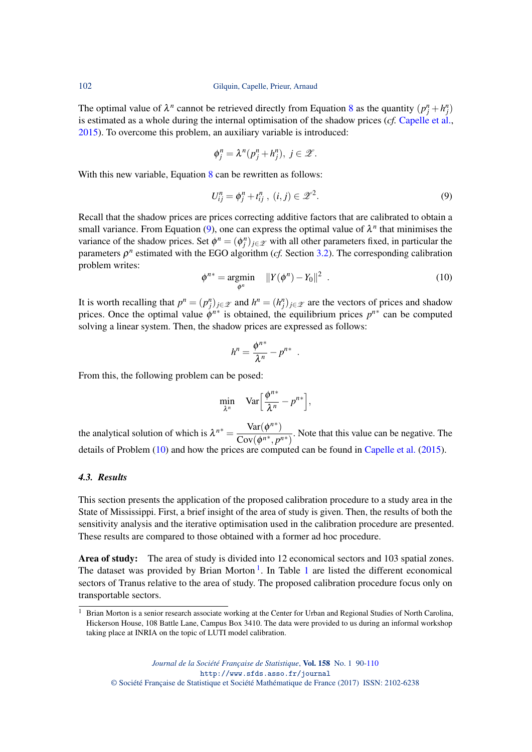The optimal value of $\lambda^n$ cannot be retrieved directly from Equation 8 as the quantity $(p^n_j + h^n_j)$ is estimated as a whole during the internal optimisation of the shadow prices (*cf.* Capelle et al., 2015). To overcome this problem, an auxiliary variable is introduced:

$$\phi^n_j = \lambda^n (p^n_j + h^n_j),\ j \in \mathscr{Z}.$$

With this new variable, Equation 8 can be rewritten as follows:

$$U^n_{ij} = \phi^n_j + t^n_{ij}\ ,\ (i,j) \in \mathscr{Z}^2. \tag{9}$$

Recall that the shadow prices are prices correcting additive factors that are calibrated to obtain a small variance. From Equation (9), one can express the optimal value of $\lambda^n$ that minimises the variance of the shadow prices. Set $\phi^n = (\phi^n_j)_{j\in\mathscr{Z}}$ with all other parameters fixed, in particular the parameters $\rho^n$ estimated with the EGO algorithm (*cf.* Section 3.2). The corresponding calibration problem writes:

$$\phi^{n*} = \underset{\phi^n}{\operatorname{argmin}} \quad \|Y(\phi^n) - Y_0\|^2\ . \tag{10}$$

It is worth recalling that $p^n = (p^n_j)_{j\in\mathscr{Z}}$ and $h^n = (h^n_j)_{j\in\mathscr{Z}}$ are the vectors of prices and shadow prices. Once the optimal value $\phi^{n*}$ is obtained, the equilibrium prices $p^{n*}$ can be computed solving a linear system. Then, the shadow prices are expressed as follows:

$$h^n = \frac{\phi^{n*}}{\lambda^n} - p^{n*}\ .$$

From this, the following problem can be posed:

$$\min_{\lambda^n} \quad \mathrm{Var}\Big[\frac{\phi^{n*}}{\lambda^n} - p^{n*}\Big],$$

the analytical solution of which is $\lambda^{n*} = \dfrac{\mathrm{Var}(\phi^{n*})}{\mathrm{Cov}(\phi^{n*}, p^{n*})}$. Note that this value can be negative. The details of Problem (10) and how the prices are computed can be found in Capelle et al. (2015).

### 4.3. Results

This section presents the application of the proposed calibration procedure to a study area in the State of Mississippi. First, a brief insight of the area of study is given. Then, the results of both the sensitivity analysis and the iterative optimisation used in the calibration procedure are presented. These results are compared to those obtained with a former ad hoc procedure.

**Area of study:** The area of study is divided into 12 economical sectors and 103 spatial zones. The dataset was provided by Brian Morton [1]. In Table 1 are listed the different economical sectors of Tranus relative to the area of study. The proposed calibration procedure focus only on transportable sectors.

[1] Brian Morton is a senior research associate working at the Center for Urban and Regional Studies of North Carolina, Hickerson House, 108 Battle Lane, Campus Box 3410. The data were provided to us during an informal workshop taking place at INRIA on the topic of LUTI model calibration.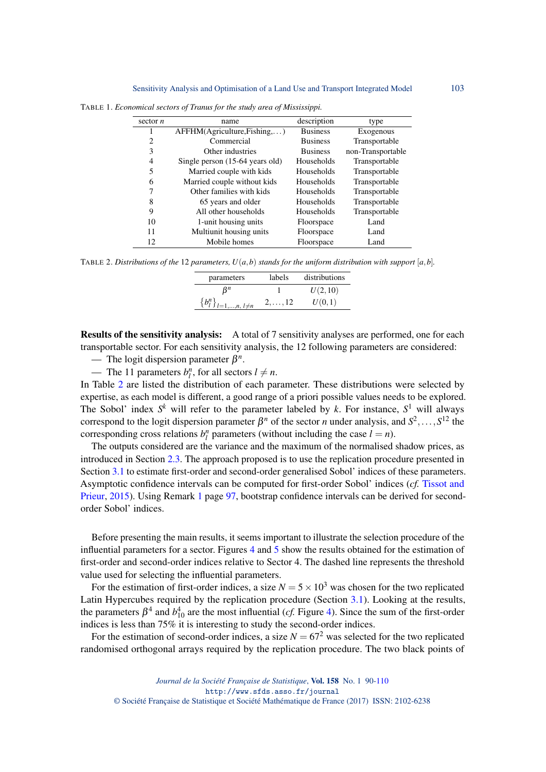TABLE 1. *Economical sectors of Tranus for the study area of Mississippi.*

| sector $n$ | name | description | type |
|---|---|---|---|
| 1 | AFFHM(Agriculture,Fishing,...) | Business | Exogenous |
| 2 | Commercial | Business | Transportable |
| 3 | Other industries | Business | non-Transportable |
| 4 | Single person (15-64 years old) | Households | Transportable |
| 5 | Married couple with kids | Households | Transportable |
| 6 | Married couple without kids | Households | Transportable |
| 7 | Other families with kids | Households | Transportable |
| 8 | 65 years and older | Households | Transportable |
| 9 | All other households | Households | Transportable |
| 10 | 1-unit housing units | Floorspace | Land |
| 11 | Multiunit housing units | Floorspace | Land |
| 12 | Mobile homes | Floorspace | Land |

TABLE 2. *Distributions of the* 12 *parameters,* $U(a,b)$ *stands for the uniform distribution with support* $[a,b]$.

| parameters | labels | distributions |
|---|---|---|
| $\beta^n$ | 1 | $U(2,10)$ |
| $\{b_l^n\}_{l=1,\ldots,n,\ l\neq n}$ | $2,\ldots,12$ | $U(0,1)$ |

**Results of the sensitivity analysis:** A total of 7 sensitivity analyses are performed, one for each transportable sector. For each sensitivity analysis, the 12 following parameters are considered:

— The logit dispersion parameter $\beta^n$.

— The 11 parameters $b_l^n$, for all sectors $l \neq n$.

In Table 2 are listed the distribution of each parameter. These distributions were selected by expertise, as each model is different, a good range of a priori possible values needs to be explored. The Sobol' index $S^k$ will refer to the parameter labeled by $k$. For instance, $S^1$ will always correspond to the logit dispersion parameter $\beta^n$ of the sector $n$ under analysis, and $S^2,\ldots,S^{12}$ the corresponding cross relations $b_l^n$ parameters (without including the case $l = n$).

The outputs considered are the variance and the maximum of the normalised shadow prices, as introduced in Section 2.3. The approach proposed is to use the replication procedure presented in Section 3.1 to estimate first-order and second-order generalised Sobol' indices of these parameters. Asymptotic confidence intervals can be computed for first-order Sobol' indices (*cf.* Tissot and Prieur, 2015). Using Remark 1 page 97, bootstrap confidence intervals can be derived for second-order Sobol' indices.

Before presenting the main results, it seems important to illustrate the selection procedure of the influential parameters for a sector. Figures 4 and 5 show the results obtained for the estimation of first-order and second-order indices relative to Sector 4. The dashed line represents the threshold value used for selecting the influential parameters.

For the estimation of first-order indices, a size $N = 5 \times 10^3$ was chosen for the two replicated Latin Hypercubes required by the replication procedure (Section 3.1). Looking at the results, the parameters $\beta^4$ and $b_{10}^4$ are the most influential (*cf.* Figure 4). Since the sum of the first-order indices is less than 75% it is interesting to study the second-order indices.

For the estimation of second-order indices, a size $N = 67^2$ was selected for the two replicated randomised orthogonal arrays required by the replication procedure. The two black points of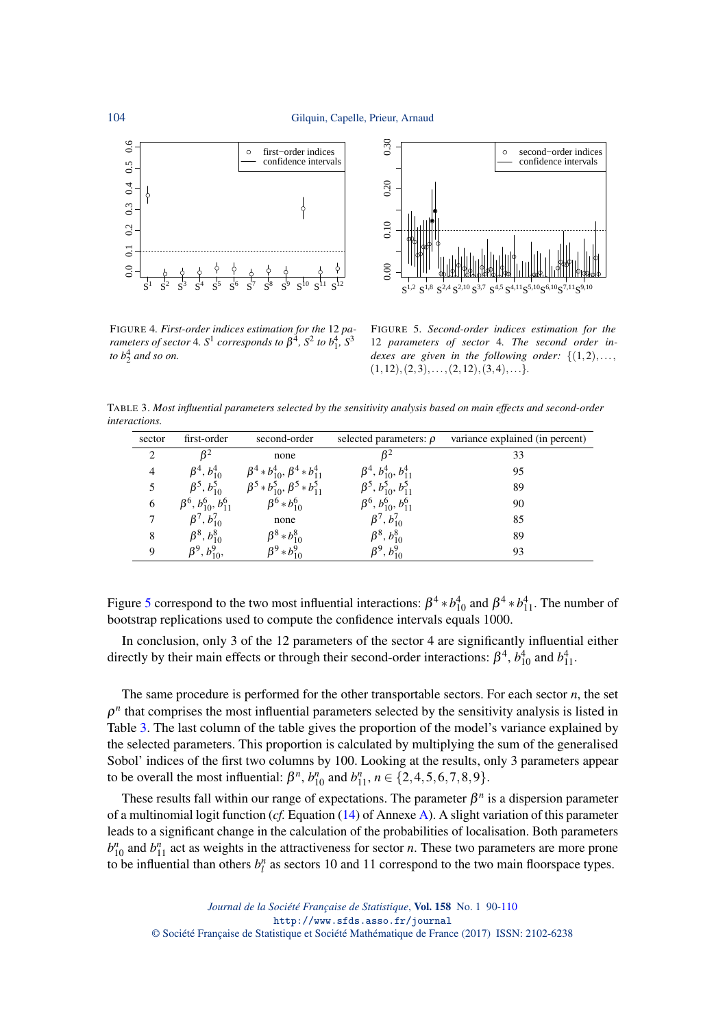FIGURE 4. *First-order indices estimation for the* 12 *parameters of sector* 4*.* $S^1$ *corresponds to* $\beta^4$*,* $S^2$ *to* $b_1^4$*,* $S^3$ *to* $b_2^4$ *and so on.*

FIGURE 5. *Second-order indices estimation for the* 12 *parameters of sector* 4*. The second order indexes are given in the following order:* $\{(1,2),\ldots,(1,12),(2,3),\ldots,(2,12),(3,4),\ldots\}$*.*

TABLE 3. *Most influential parameters selected by the sensitivity analysis based on main effects and second-order interactions.*

| sector | first-order | second-order | selected parameters: $\rho$ | variance explained (in percent) |
|---|---|---|---|---|
| 2 | $\beta^2$ | none | $\beta^2$ | 33 |
| 4 | $\beta^4$, $b_{10}^4$ | $\beta^4 * b_{10}^4$, $\beta^4 * b_{11}^4$ | $\beta^4$, $b_{10}^4$, $b_{11}^4$ | 95 |
| 5 | $\beta^5$, $b_{10}^5$ | $\beta^5 * b_{10}^5$, $\beta^5 * b_{11}^5$ | $\beta^5$, $b_{10}^5$, $b_{11}^5$ | 89 |
| 6 | $\beta^6$, $b_{10}^6$, $b_{11}^6$ | $\beta^6 * b_{10}^6$ | $\beta^6$, $b_{10}^6$, $b_{11}^6$ | 90 |
| 7 | $\beta^7$, $b_{10}^7$ | none | $\beta^7$, $b_{10}^7$ | 85 |
| 8 | $\beta^8$, $b_{10}^8$ | $\beta^8 * b_{10}^8$ | $\beta^8$, $b_{10}^8$ | 89 |
| 9 | $\beta^9$, $b_{10}^9$, | $\beta^9 * b_{10}^9$ | $\beta^9$, $b_{10}^9$ | 93 |

Figure 5 correspond to the two most influential interactions: $\beta^4 * b_{10}^4$ and $\beta^4 * b_{11}^4$. The number of bootstrap replications used to compute the confidence intervals equals 1000.

In conclusion, only 3 of the 12 parameters of the sector 4 are significantly influential either directly by their main effects or through their second-order interactions: $\beta^4$, $b_{10}^4$ and $b_{11}^4$.

The same procedure is performed for the other transportable sectors. For each sector $n$, the set $\rho^n$ that comprises the most influential parameters selected by the sensitivity analysis is listed in Table 3. The last column of the table gives the proportion of the model's variance explained by the selected parameters. This proportion is calculated by multiplying the sum of the generalised Sobol' indices of the first two columns by 100. Looking at the results, only 3 parameters appear to be overall the most influential: $\beta^n$, $b_{10}^n$ and $b_{11}^n$, $n \in \{2,4,5,6,7,8,9\}$.

These results fall within our range of expectations. The parameter $\beta^n$ is a dispersion parameter of a multinomial logit function (*cf.* Equation (14) of Annexe A). A slight variation of this parameter leads to a significant change in the calculation of the probabilities of localisation. Both parameters $b_{10}^n$ and $b_{11}^n$ act as weights in the attractiveness for sector $n$. These two parameters are more prone to be influential than others $b_l^n$ as sectors 10 and 11 correspond to the two main floorspace types.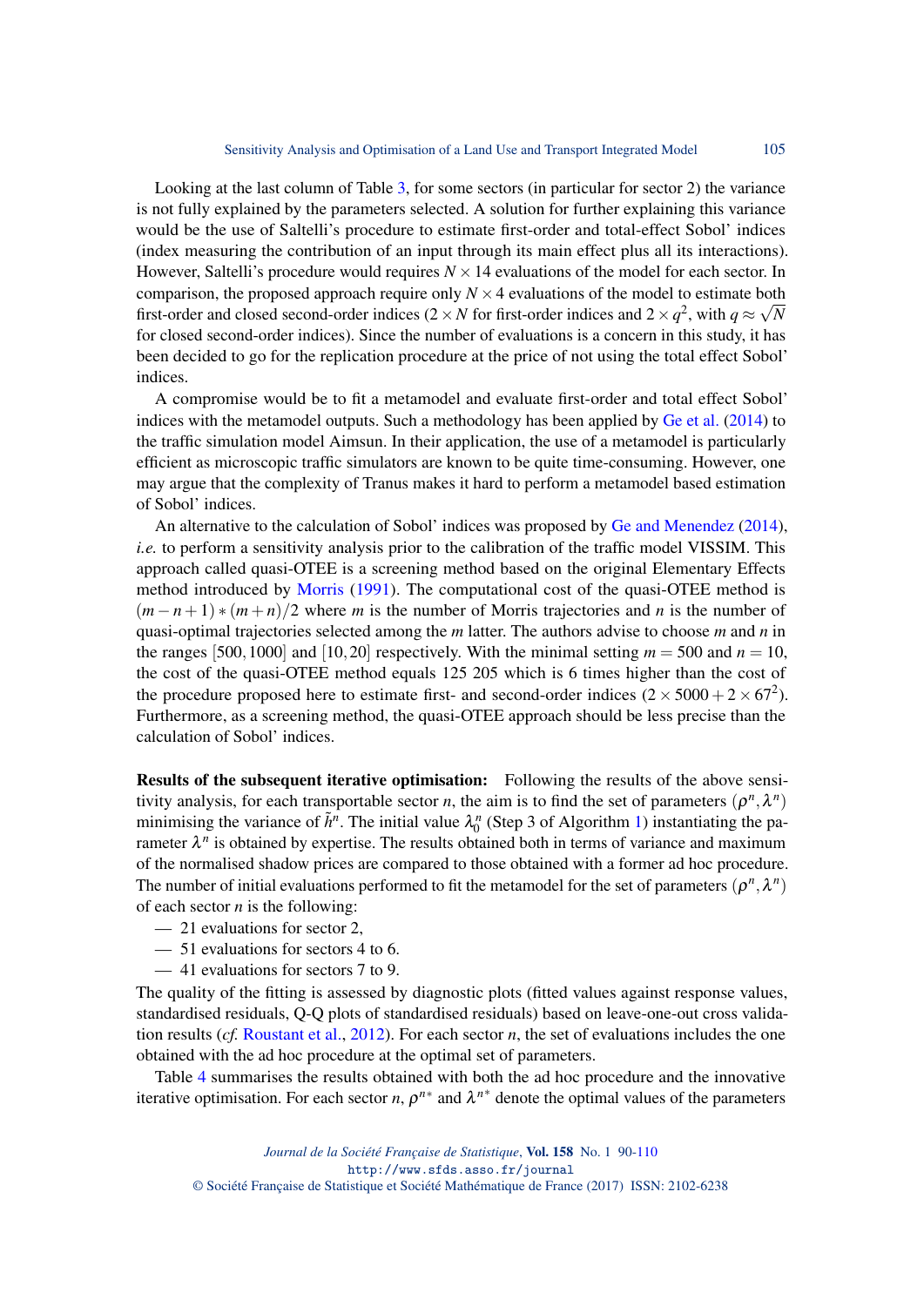Looking at the last column of Table 3, for some sectors (in particular for sector 2) the variance is not fully explained by the parameters selected. A solution for further explaining this variance would be the use of Saltelli's procedure to estimate first-order and total-effect Sobol' indices (index measuring the contribution of an input through its main effect plus all its interactions). However, Saltelli's procedure would requires $N \times 14$ evaluations of the model for each sector. In comparison, the proposed approach require only $N \times 4$ evaluations of the model to estimate both first-order and closed second-order indices ($2 \times N$ for first-order indices and $2 \times q^2$, with $q \approx \sqrt{N}$ for closed second-order indices). Since the number of evaluations is a concern in this study, it has been decided to go for the replication procedure at the price of not using the total effect Sobol' indices.

A compromise would be to fit a metamodel and evaluate first-order and total effect Sobol' indices with the metamodel outputs. Such a methodology has been applied by Ge et al. (2014) to the traffic simulation model Aimsun. In their application, the use of a metamodel is particularly efficient as microscopic traffic simulators are known to be quite time-consuming. However, one may argue that the complexity of Tranus makes it hard to perform a metamodel based estimation of Sobol' indices.

An alternative to the calculation of Sobol' indices was proposed by Ge and Menendez (2014), *i.e.* to perform a sensitivity analysis prior to the calibration of the traffic model VISSIM. This approach called quasi-OTEE is a screening method based on the original Elementary Effects method introduced by Morris (1991). The computational cost of the quasi-OTEE method is $(m-n+1)*(m+n)/2$ where $m$ is the number of Morris trajectories and $n$ is the number of quasi-optimal trajectories selected among the $m$ latter. The authors advise to choose $m$ and $n$ in the ranges $[500, 1000]$ and $[10, 20]$ respectively. With the minimal setting $m = 500$ and $n = 10$, the cost of the quasi-OTEE method equals 125 205 which is 6 times higher than the cost of the procedure proposed here to estimate first- and second-order indices ($2 \times 5000 + 2 \times 67^2$). Furthermore, as a screening method, the quasi-OTEE approach should be less precise than the calculation of Sobol' indices.

**Results of the subsequent iterative optimisation:** Following the results of the above sensitivity analysis, for each transportable sector $n$, the aim is to find the set of parameters $(\rho^n, \lambda^n)$ minimising the variance of $\tilde{h}^n$. The initial value $\lambda_0^n$ (Step 3 of Algorithm 1) instantiating the parameter $\lambda^n$ is obtained by expertise. The results obtained both in terms of variance and maximum of the normalised shadow prices are compared to those obtained with a former ad hoc procedure. The number of initial evaluations performed to fit the metamodel for the set of parameters $(\rho^n, \lambda^n)$ of each sector $n$ is the following:

- 21 evaluations for sector 2,
- 51 evaluations for sectors 4 to 6.
- 41 evaluations for sectors 7 to 9.

The quality of the fitting is assessed by diagnostic plots (fitted values against response values, standardised residuals, Q-Q plots of standardised residuals) based on leave-one-out cross validation results (*cf.* Roustant et al., 2012). For each sector $n$, the set of evaluations includes the one obtained with the ad hoc procedure at the optimal set of parameters.

Table 4 summarises the results obtained with both the ad hoc procedure and the innovative iterative optimisation. For each sector $n$, $\rho^{n*}$ and $\lambda^{n*}$ denote the optimal values of the parameters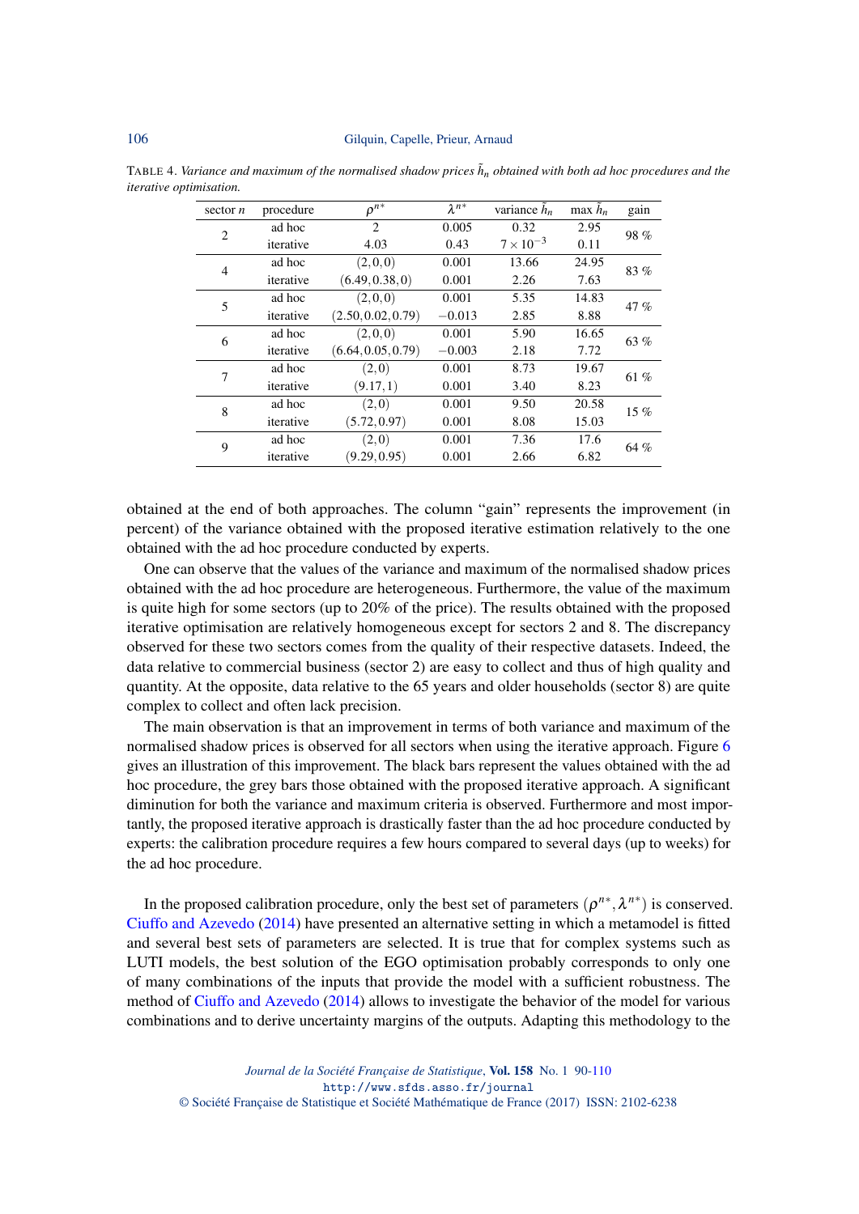TABLE 4. *Variance and maximum of the normalised shadow prices $\tilde{h}_n$ obtained with both ad hoc procedures and the iterative optimisation.*

| sector $n$ | procedure | $\rho^{n*}$ | $\lambda^{n*}$ | variance $\tilde{h}_n$ | max $\tilde{h}_n$ | gain |
|---|---|---|---|---|---|---|
| 2 | ad hoc | 2 | 0.005 | 0.32 | 2.95 | 98 % |
| | iterative | 4.03 | 0.43 | $7 \times 10^{-3}$ | 0.11 | |
| 4 | ad hoc | $(2,0,0)$ | 0.001 | 13.66 | 24.95 | 83 % |
| | iterative | $(6.49,0.38,0)$ | 0.001 | 2.26 | 7.63 | |
| 5 | ad hoc | $(2,0,0)$ | 0.001 | 5.35 | 14.83 | 47 % |
| | iterative | $(2.50,0.02,0.79)$ | $-0.013$ | 2.85 | 8.88 | |
| 6 | ad hoc | $(2,0,0)$ | 0.001 | 5.90 | 16.65 | 63 % |
| | iterative | $(6.64,0.05,0.79)$ | $-0.003$ | 2.18 | 7.72 | |
| 7 | ad hoc | $(2,0)$ | 0.001 | 8.73 | 19.67 | 61 % |
| | iterative | $(9.17,1)$ | 0.001 | 3.40 | 8.23 | |
| 8 | ad hoc | $(2,0)$ | 0.001 | 9.50 | 20.58 | 15 % |
| | iterative | $(5.72,0.97)$ | 0.001 | 8.08 | 15.03 | |
| 9 | ad hoc | $(2,0)$ | 0.001 | 7.36 | 17.6 | 64 % |
| | iterative | $(9.29,0.95)$ | 0.001 | 2.66 | 6.82 | |

obtained at the end of both approaches. The column "gain" represents the improvement (in percent) of the variance obtained with the proposed iterative estimation relatively to the one obtained with the ad hoc procedure conducted by experts.

One can observe that the values of the variance and maximum of the normalised shadow prices obtained with the ad hoc procedure are heterogeneous. Furthermore, the value of the maximum is quite high for some sectors (up to 20% of the price). The results obtained with the proposed iterative optimisation are relatively homogeneous except for sectors 2 and 8. The discrepancy observed for these two sectors comes from the quality of their respective datasets. Indeed, the data relative to commercial business (sector 2) are easy to collect and thus of high quality and quantity. At the opposite, data relative to the 65 years and older households (sector 8) are quite complex to collect and often lack precision.

The main observation is that an improvement in terms of both variance and maximum of the normalised shadow prices is observed for all sectors when using the iterative approach. Figure 6 gives an illustration of this improvement. The black bars represent the values obtained with the ad hoc procedure, the grey bars those obtained with the proposed iterative approach. A significant diminution for both the variance and maximum criteria is observed. Furthermore and most importantly, the proposed iterative approach is drastically faster than the ad hoc procedure conducted by experts: the calibration procedure requires a few hours compared to several days (up to weeks) for the ad hoc procedure.

In the proposed calibration procedure, only the best set of parameters $(\rho^{n*}, \lambda^{n*})$ is conserved. Ciuffo and Azevedo (2014) have presented an alternative setting in which a metamodel is fitted and several best sets of parameters are selected. It is true that for complex systems such as LUTI models, the best solution of the EGO optimisation probably corresponds to only one of many combinations of the inputs that provide the model with a sufficient robustness. The method of Ciuffo and Azevedo (2014) allows to investigate the behavior of the model for various combinations and to derive uncertainty margins of the outputs. Adapting this methodology to the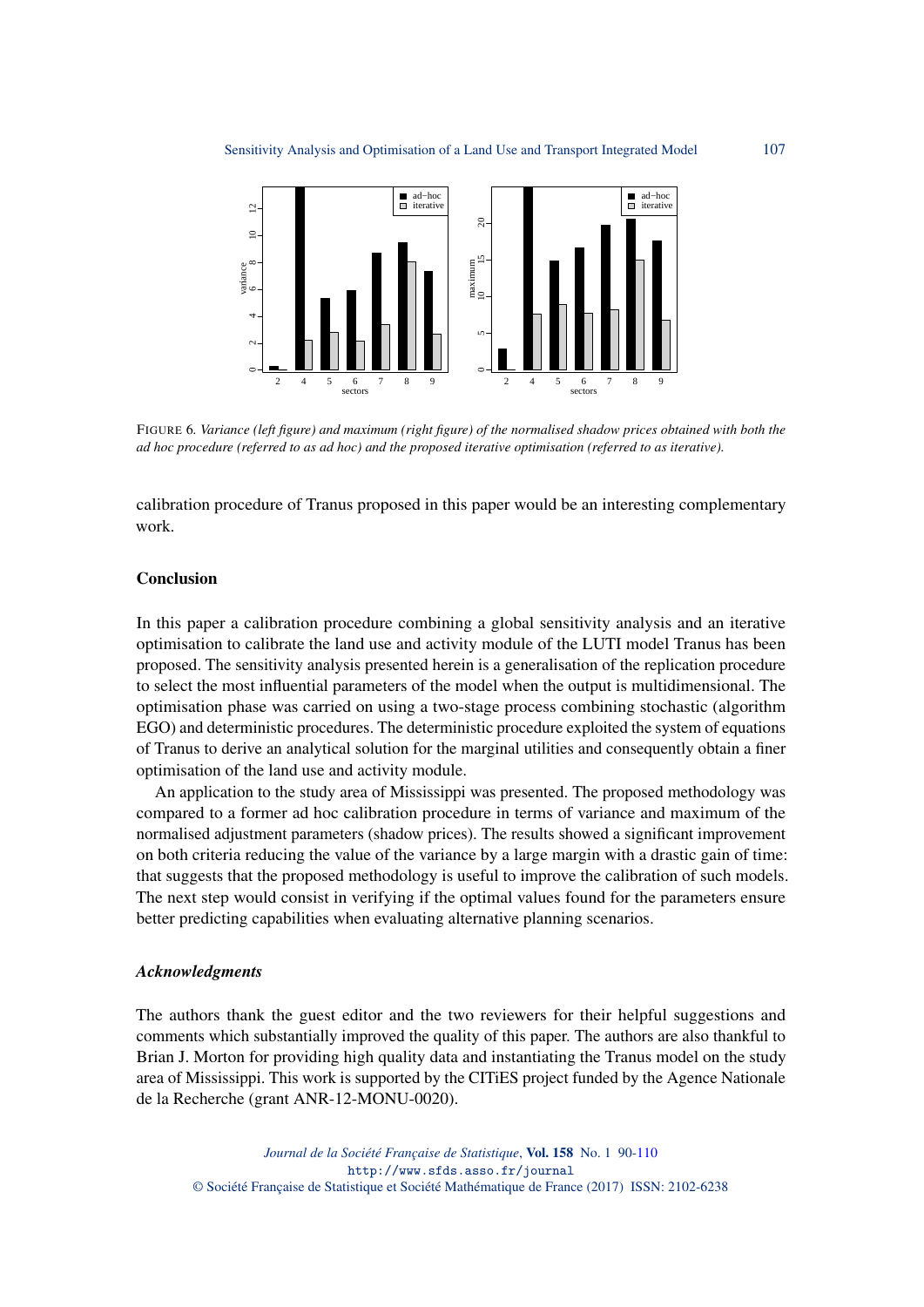FIGURE 6. *Variance (left figure) and maximum (right figure) of the normalised shadow prices obtained with both the ad hoc procedure (referred to as ad hoc) and the proposed iterative optimisation (referred to as iterative).*

calibration procedure of Tranus proposed in this paper would be an interesting complementary work.

## Conclusion

In this paper a calibration procedure combining a global sensitivity analysis and an iterative optimisation to calibrate the land use and activity module of the LUTI model Tranus has been proposed. The sensitivity analysis presented herein is a generalisation of the replication procedure to select the most influential parameters of the model when the output is multidimensional. The optimisation phase was carried on using a two-stage process combining stochastic (algorithm EGO) and deterministic procedures. The deterministic procedure exploited the system of equations of Tranus to derive an analytical solution for the marginal utilities and consequently obtain a finer optimisation of the land use and activity module.

An application to the study area of Mississippi was presented. The proposed methodology was compared to a former ad hoc calibration procedure in terms of variance and maximum of the normalised adjustment parameters (shadow prices). The results showed a significant improvement on both criteria reducing the value of the variance by a large margin with a drastic gain of time: that suggests that the proposed methodology is useful to improve the calibration of such models. The next step would consist in verifying if the optimal values found for the parameters ensure better predicting capabilities when evaluating alternative planning scenarios.

### *Acknowledgments*

The authors thank the guest editor and the two reviewers for their helpful suggestions and comments which substantially improved the quality of this paper. The authors are also thankful to Brian J. Morton for providing high quality data and instantiating the Tranus model on the study area of Mississippi. This work is supported by the CITiES project funded by the Agence Nationale de la Recherche (grant ANR-12-MONU-0020).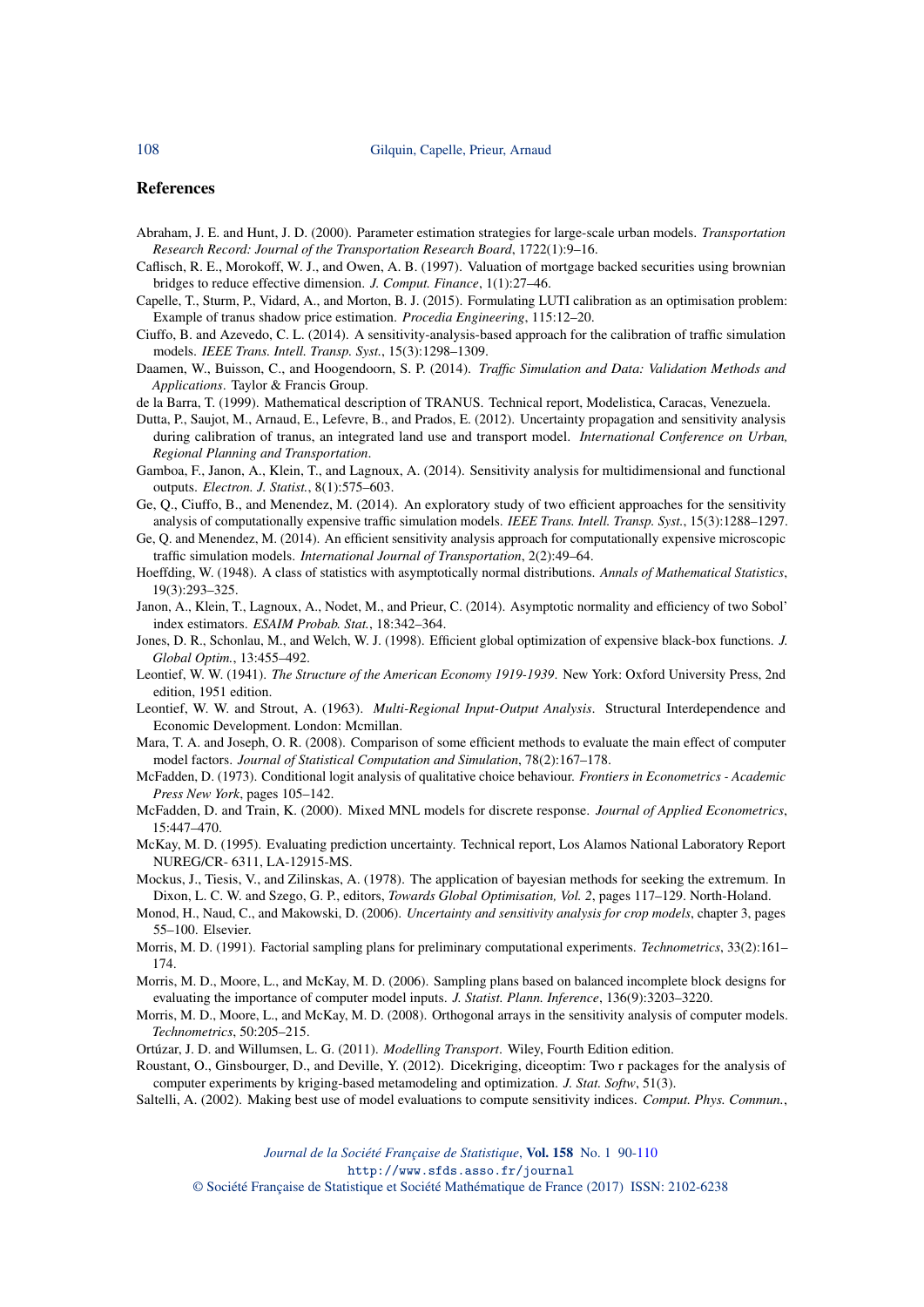## References

Abraham, J. E. and Hunt, J. D. (2000). Parameter estimation strategies for large-scale urban models. *Transportation Research Record: Journal of the Transportation Research Board*, 1722(1):9–16.

Caflisch, R. E., Morokoff, W. J., and Owen, A. B. (1997). Valuation of mortgage backed securities using brownian bridges to reduce effective dimension. *J. Comput. Finance*, 1(1):27–46.

Capelle, T., Sturm, P., Vidard, A., and Morton, B. J. (2015). Formulating LUTI calibration as an optimisation problem: Example of tranus shadow price estimation. *Procedia Engineering*, 115:12–20.

Ciuffo, B. and Azevedo, C. L. (2014). A sensitivity-analysis-based approach for the calibration of traffic simulation models. *IEEE Trans. Intell. Transp. Syst.*, 15(3):1298–1309.

Daamen, W., Buisson, C., and Hoogendoorn, S. P. (2014). *Traffic Simulation and Data: Validation Methods and Applications*. Taylor & Francis Group.

de la Barra, T. (1999). Mathematical description of TRANUS. Technical report, Modelistica, Caracas, Venezuela.

Dutta, P., Saujot, M., Arnaud, E., Lefevre, B., and Prados, E. (2012). Uncertainty propagation and sensitivity analysis during calibration of tranus, an integrated land use and transport model. *International Conference on Urban, Regional Planning and Transportation*.

Gamboa, F., Janon, A., Klein, T., and Lagnoux, A. (2014). Sensitivity analysis for multidimensional and functional outputs. *Electron. J. Statist.*, 8(1):575–603.

Ge, Q., Ciuffo, B., and Menendez, M. (2014). An exploratory study of two efficient approaches for the sensitivity analysis of computationally expensive traffic simulation models. *IEEE Trans. Intell. Transp. Syst.*, 15(3):1288–1297.

Ge, Q. and Menendez, M. (2014). An efficient sensitivity analysis approach for computationally expensive microscopic traffic simulation models. *International Journal of Transportation*, 2(2):49–64.

Hoeffding, W. (1948). A class of statistics with asymptotically normal distributions. *Annals of Mathematical Statistics*, 19(3):293–325.

Janon, A., Klein, T., Lagnoux, A., Nodet, M., and Prieur, C. (2014). Asymptotic normality and efficiency of two Sobol' index estimators. *ESAIM Probab. Stat.*, 18:342–364.

Jones, D. R., Schonlau, M., and Welch, W. J. (1998). Efficient global optimization of expensive black-box functions. *J. Global Optim.*, 13:455–492.

Leontief, W. W. (1941). *The Structure of the American Economy 1919-1939*. New York: Oxford University Press, 2nd edition, 1951 edition.

Leontief, W. W. and Strout, A. (1963). *Multi-Regional Input-Output Analysis*. Structural Interdependence and Economic Development. London: Mcmillan.

Mara, T. A. and Joseph, O. R. (2008). Comparison of some efficient methods to evaluate the main effect of computer model factors. *Journal of Statistical Computation and Simulation*, 78(2):167–178.

McFadden, D. (1973). Conditional logit analysis of qualitative choice behaviour. *Frontiers in Econometrics - Academic Press New York*, pages 105–142.

McFadden, D. and Train, K. (2000). Mixed MNL models for discrete response. *Journal of Applied Econometrics*, 15:447–470.

McKay, M. D. (1995). Evaluating prediction uncertainty. Technical report, Los Alamos National Laboratory Report NUREG/CR- 6311, LA-12915-MS.

Mockus, J., Tiesis, V., and Zilinskas, A. (1978). The application of bayesian methods for seeking the extremum. In Dixon, L. C. W. and Szego, G. P., editors, *Towards Global Optimisation, Vol. 2*, pages 117–129. North-Holland.

Monod, H., Naud, C., and Makowski, D. (2006). *Uncertainty and sensitivity analysis for crop models*, chapter 3, pages 55–100. Elsevier.

Morris, M. D. (1991). Factorial sampling plans for preliminary computational experiments. *Technometrics*, 33(2):161–174.

Morris, M. D., Moore, L., and McKay, M. D. (2006). Sampling plans based on balanced incomplete block designs for evaluating the importance of computer model inputs. *J. Statist. Plann. Inference*, 136(9):3203–3220.

Morris, M. D., Moore, L., and McKay, M. D. (2008). Orthogonal arrays in the sensitivity analysis of computer models. *Technometrics*, 50:205–215.

Ortúzar, J. D. and Willumsen, L. G. (2011). *Modelling Transport*. Wiley, Fourth Edition edition.

Roustant, O., Ginsbourger, D., and Deville, Y. (2012). Dicekriging, diceoptim: Two r packages for the analysis of computer experiments by kriging-based metamodeling and optimization. *J. Stat. Softw*, 51(3).

Saltelli, A. (2002). Making best use of model evaluations to compute sensitivity indices. *Comput. Phys. Commun.*,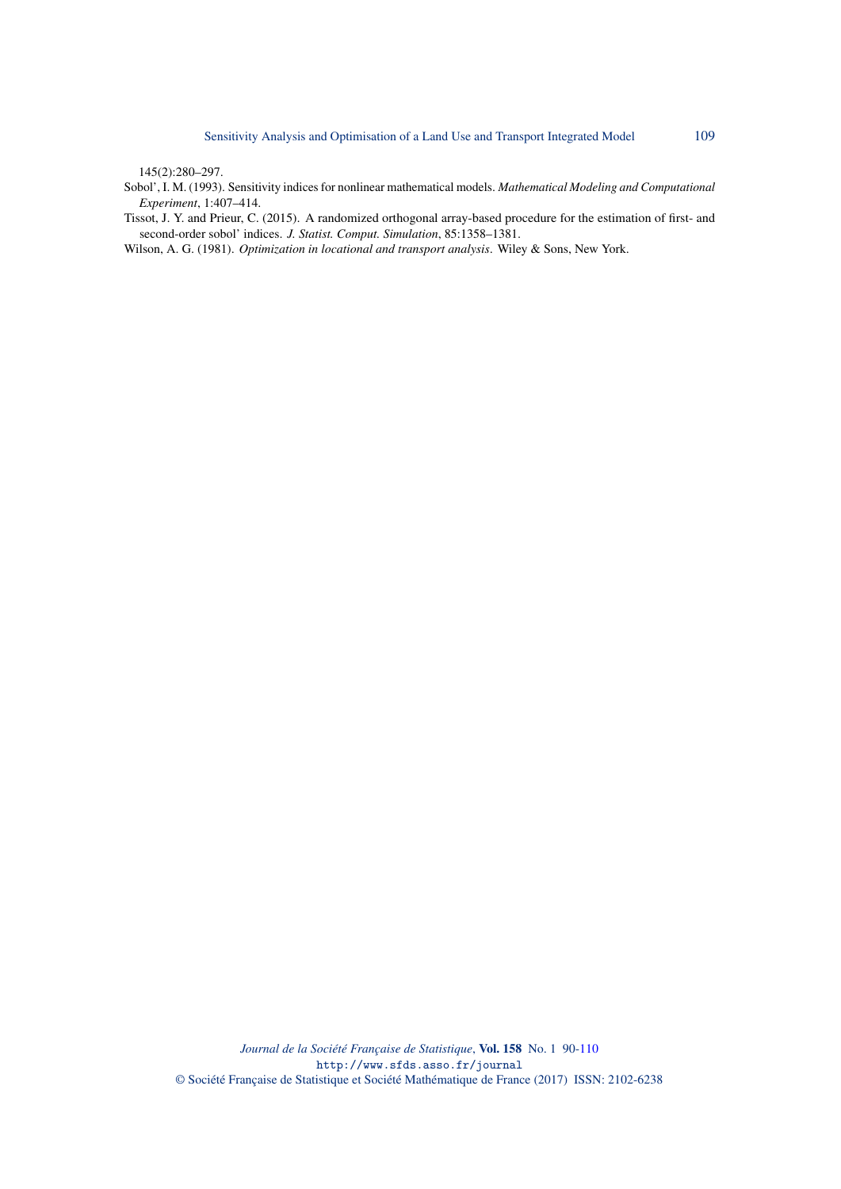145(2):280–297.

Sobol', I. M. (1993). Sensitivity indices for nonlinear mathematical models. *Mathematical Modeling and Computational Experiment*, 1:407–414.

Tissot, J. Y. and Prieur, C. (2015). A randomized orthogonal array-based procedure for the estimation of first- and second-order sobol' indices. *J. Statist. Comput. Simulation*, 85:1358–1381.

Wilson, A. G. (1981). *Optimization in locational and transport analysis*. Wiley & Sons, New York.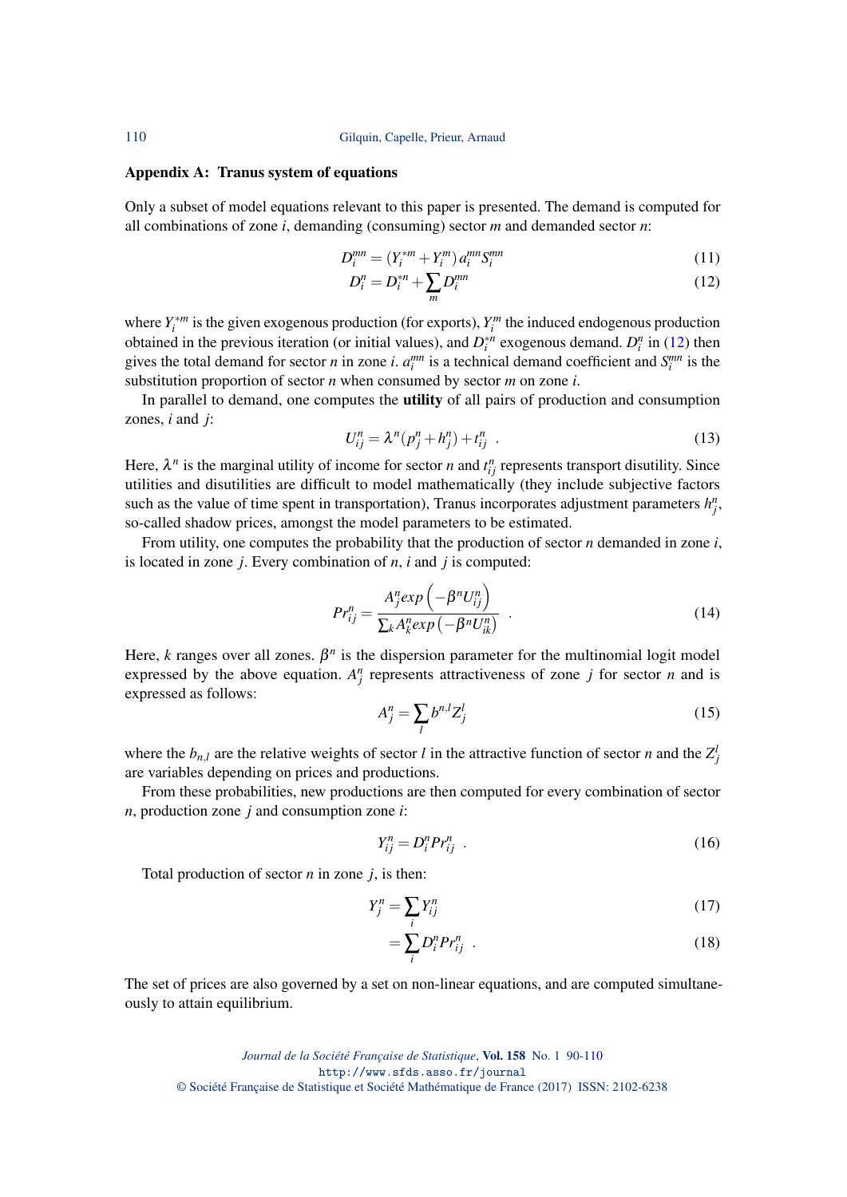## Appendix A: Tranus system of equations

Only a subset of model equations relevant to this paper is presented. The demand is computed for all combinations of zone $i$, demanding (consuming) sector $m$ and demanded sector $n$:

$$D_i^{mn} = (Y_i^{*m} + Y_i^m)\, a_i^{mn} S_i^{mn} \tag{11}$$

$$D_i^n = D_i^{*n} + \sum_m D_i^{mn} \tag{12}$$

where $Y_i^{*m}$ is the given exogenous production (for exports), $Y_i^m$ the induced endogenous production obtained in the previous iteration (or initial values), and $D_i^{*n}$ exogenous demand. $D_i^n$ in (12) then gives the total demand for sector $n$ in zone $i$. $a_i^{mn}$ is a technical demand coefficient and $S_i^{mn}$ is the substitution proportion of sector $n$ when consumed by sector $m$ on zone $i$.

In parallel to demand, one computes the **utility** of all pairs of production and consumption zones, $i$ and $j$:

$$U_{ij}^n = \lambda^n (p_j^n + h_j^n) + t_{ij}^n \ . \tag{13}$$

Here, $\lambda^n$ is the marginal utility of income for sector $n$ and $t_{ij}^n$ represents transport disutility. Since utilities and disutilities are difficult to model mathematically (they include subjective factors such as the value of time spent in transportation), Tranus incorporates adjustment parameters $h_j^n$, so-called shadow prices, amongst the model parameters to be estimated.

From utility, one computes the probability that the production of sector $n$ demanded in zone $i$, is located in zone $j$. Every combination of $n$, $i$ and $j$ is computed:

$$Pr_{ij}^n = \frac{A_j^n exp\left(-\beta^n U_{ij}^n\right)}{\sum_k A_k^n exp\left(-\beta^n U_{ik}^n\right)} \ . \tag{14}$$

Here, $k$ ranges over all zones. $\beta^n$ is the dispersion parameter for the multinomial logit model expressed by the above equation. $A_j^n$ represents attractiveness of zone $j$ for sector $n$ and is expressed as follows:

$$A_j^n = \sum_l b^{n,l} Z_j^l \tag{15}$$

where the $b_{n,l}$ are the relative weights of sector $l$ in the attractive function of sector $n$ and the $Z_j^l$ are variables depending on prices and productions.

From these probabilities, new productions are then computed for every combination of sector $n$, production zone $j$ and consumption zone $i$:

$$Y_{ij}^n = D_i^n Pr_{ij}^n \ . \tag{16}$$

Total production of sector $n$ in zone $j$, is then:

$$Y_j^n = \sum_i Y_{ij}^n \tag{17}$$

$$= \sum_i D_i^n Pr_{ij}^n \ . \tag{18}$$

The set of prices are also governed by a set on non-linear equations, and are computed simultaneously to attain equilibrium.